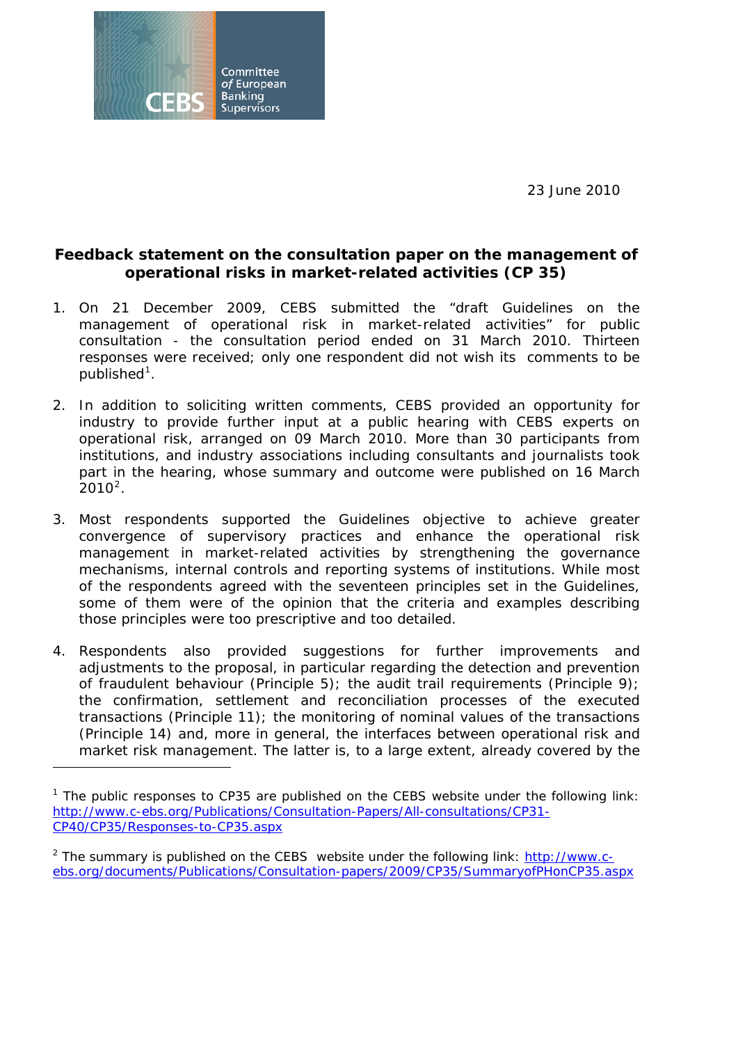Committee of European Banking Supervisors

23 June 2010

## Feedback statement on the consultation paper on the management of operational risks in market-related activities (CP 35)

1. On 21 December 2009, CEBS submitted the "draft Guidelines on the management of operational risk in market-related activities" for public consultation - the consultation period ended on 31 March 2010. Thirteen responses were received; only one respondent did not wish its comments to be published[1].

2. In addition to soliciting written comments, CEBS provided an opportunity for industry to provide further input at a public hearing with CEBS experts on operational risk, arranged on 09 March 2010. More than 30 participants from institutions, and industry associations including consultants and journalists took part in the hearing, whose summary and outcome were published on 16 March 2010[2].

3. Most respondents supported the Guidelines objective to achieve greater convergence of supervisory practices and enhance the operational risk management in market-related activities by strengthening the governance mechanisms, internal controls and reporting systems of institutions. While most of the respondents agreed with the seventeen principles set in the Guidelines, some of them were of the opinion that the criteria and examples describing those principles were too prescriptive and too detailed.

4. Respondents also provided suggestions for further improvements and adjustments to the proposal, in particular regarding the detection and prevention of fraudulent behaviour (Principle 5); the audit trail requirements (Principle 9); the confirmation, settlement and reconciliation processes of the executed transactions (Principle 11); the monitoring of nominal values of the transactions (Principle 14) and, more in general, the interfaces between operational risk and market risk management. The latter is, to a large extent, already covered by the

[1] The public responses to CP35 are published on the CEBS website under the following link: http://www.c-ebs.org/Publications/Consultation-Papers/All-consultations/CP31-CP40/CP35/Responses-to-CP35.aspx

[2] The summary is published on the CEBS website under the following link: http://www.c-ebs.org/documents/Publications/Consultation-papers/2009/CP35/SummaryofPHonCP35.aspx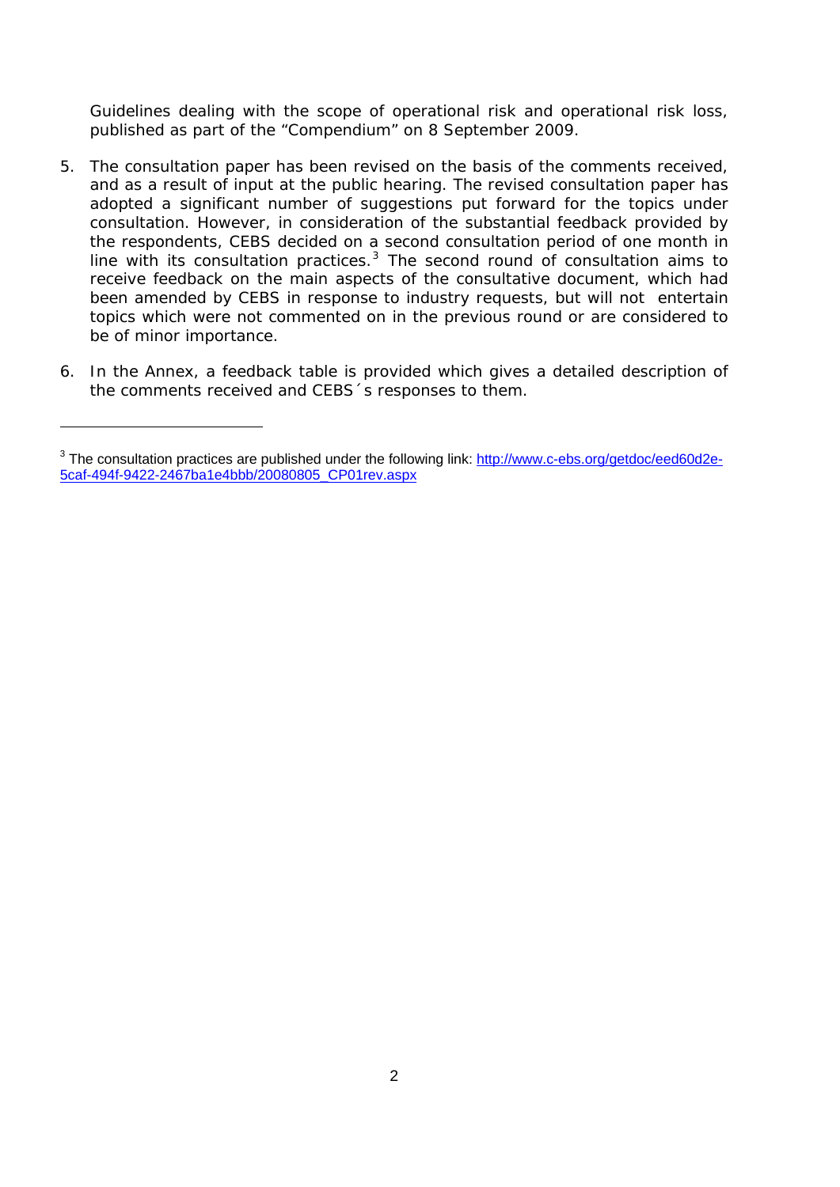Guidelines dealing with the scope of operational risk and operational risk loss, published as part of the "Compendium" on 8 September 2009.

5. The consultation paper has been revised on the basis of the comments received, and as a result of input at the public hearing. The revised consultation paper has adopted a significant number of suggestions put forward for the topics under consultation. However, in consideration of the substantial feedback provided by the respondents, CEBS decided on a second consultation period of one month in line with its consultation practices.[3] The second round of consultation aims to receive feedback on the main aspects of the consultative document, which had been amended by CEBS in response to industry requests, but will not entertain topics which were not commented on in the previous round or are considered to be of minor importance.

6. In the Annex, a feedback table is provided which gives a detailed description of the comments received and CEBS´s responses to them.

---

[3] The consultation practices are published under the following link: [http://www.c-ebs.org/getdoc/eed60d2e-5caf-494f-9422-2467ba1e4bbb/20080805_CP01rev.aspx](http://www.c-ebs.org/getdoc/eed60d2e-5caf-494f-9422-2467ba1e4bbb/20080805_CP01rev.aspx)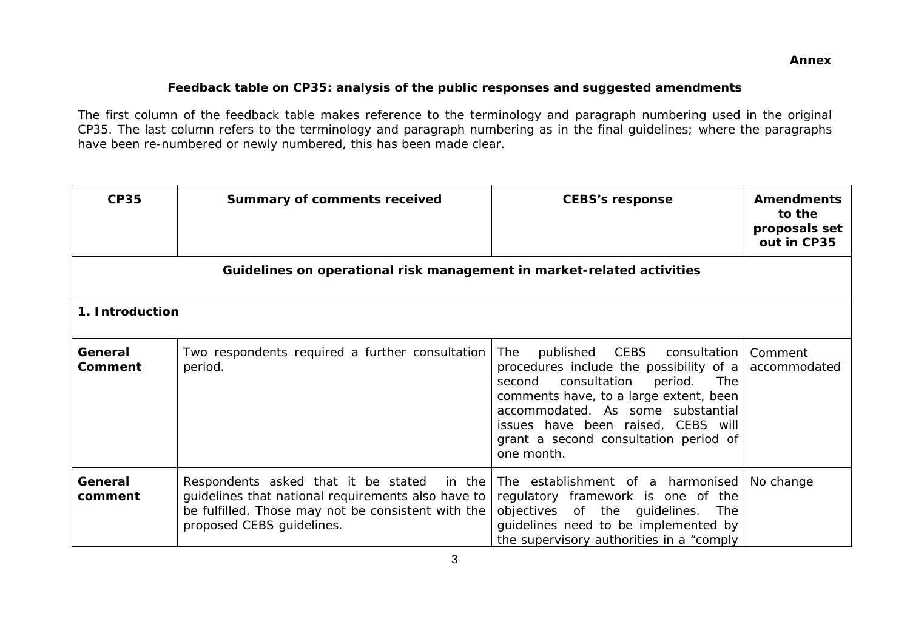**Annex**

## Feedback table on CP35: analysis of the public responses and suggested amendments

The first column of the feedback table makes reference to the terminology and paragraph numbering used in the original CP35. The last column refers to the terminology and paragraph numbering as in the final guidelines; where the paragraphs have been re-numbered or newly numbered, this has been made clear.

| CP35 | Summary of comments received | CEBS's response | Amendments to the proposals set out in CP35 |
|---|---|---|---|
| **Guidelines on operational risk management in market-related activities** | | | |
| **1. Introduction** | | | |
| **General Comment** | Two respondents required a further consultation period. | The published CEBS consultation procedures include the possibility of a second consultation period. The comments have, to a large extent, been accommodated. As some substantial issues have been raised, CEBS will grant a second consultation period of one month. | Comment accommodated |
| **General comment** | Respondents asked that it be stated in the guidelines that national requirements also have to be fulfilled. Those may not be consistent with the proposed CEBS guidelines. | The establishment of a harmonised regulatory framework is one of the objectives of the guidelines. The guidelines need to be implemented by the supervisory authorities in a "comply | No change |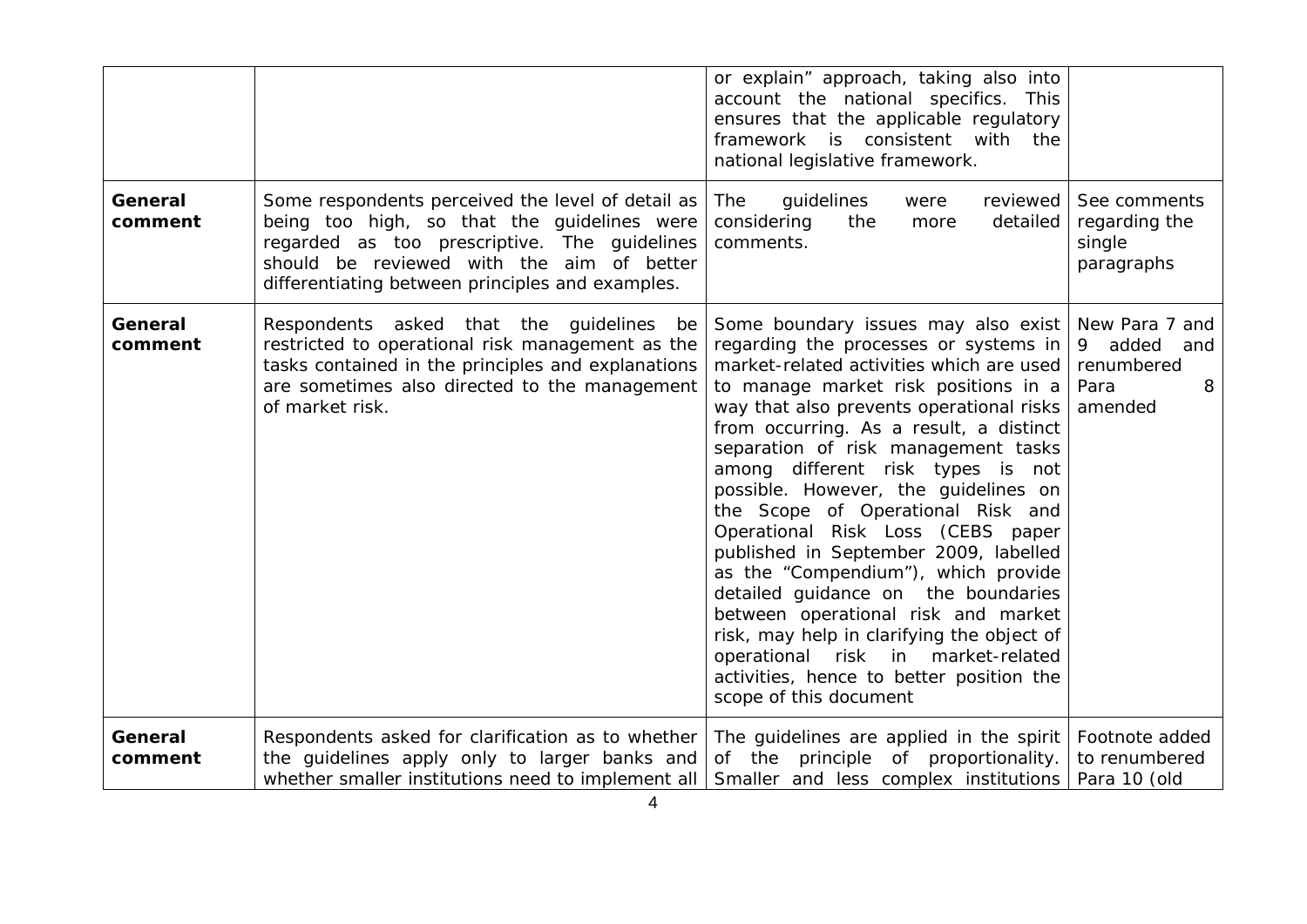| | | | |
|---|---|---|---|
| | | or explain" approach, taking also into account the national specifics. This ensures that the applicable regulatory framework is consistent with the national legislative framework. | |
| **General comment** | Some respondents perceived the level of detail as being too high, so that the guidelines were regarded as too prescriptive. The guidelines should be reviewed with the aim of better differentiating between principles and examples. | The guidelines were reviewed considering the more detailed comments. | See comments regarding the single paragraphs |
| **General comment** | Respondents asked that the guidelines be restricted to operational risk management as the tasks contained in the principles and explanations are sometimes also directed to the management of market risk. | Some boundary issues may also exist regarding the processes or systems in market-related activities which are used to manage market risk positions in a way that also prevents operational risks from occurring. As a result, a distinct separation of risk management tasks among different risk types is not possible. However, the guidelines on the Scope of Operational Risk and Operational Risk Loss (CEBS paper published in September 2009, labelled as the "Compendium"), which provide detailed guidance on the boundaries between operational risk and market risk, may help in clarifying the object of operational risk in market-related activities, hence to better position the scope of this document | New Para 7 and 9 added and renumbered Para 8 amended |
| **General comment** | Respondents asked for clarification as to whether the guidelines apply only to larger banks and whether smaller institutions need to implement all | The guidelines are applied in the spirit of the principle of proportionality. Smaller and less complex institutions | Footnote added to renumbered Para 10 (old |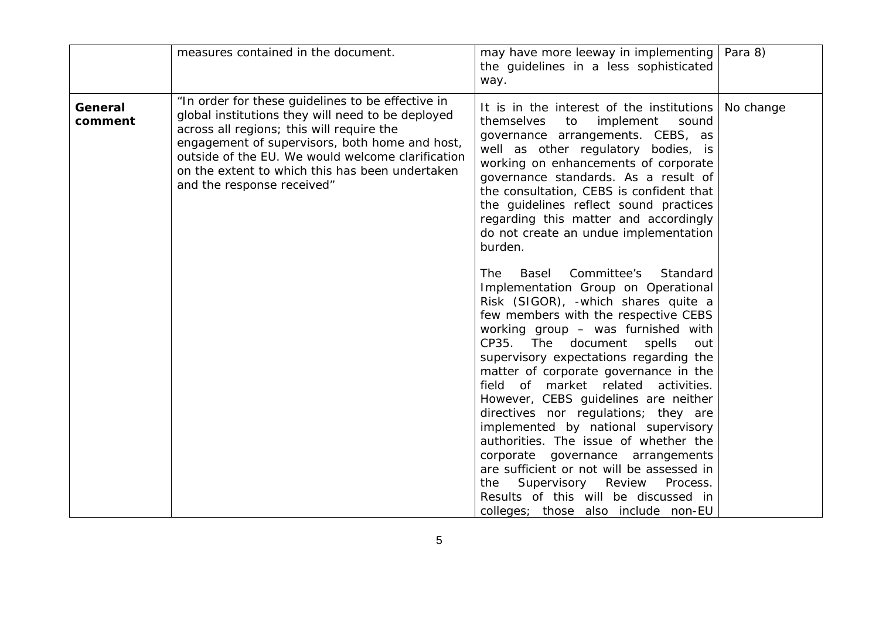| | | | |
|---|---|---|---|
| | measures contained in the document. | may have more leeway in implementing the guidelines in a less sophisticated way. | Para 8) |
| **General comment** | "In order for these guidelines to be effective in global institutions they will need to be deployed across all regions; this will require the engagement of supervisors, both home and host, outside of the EU. We would welcome clarification on the extent to which this has been undertaken and the response received" | It is in the interest of the institutions themselves to implement sound governance arrangements. CEBS, as well as other regulatory bodies, is working on enhancements of corporate governance standards. As a result of the consultation, CEBS is confident that the guidelines reflect sound practices regarding this matter and accordingly do not create an undue implementation burden.<br><br>The Basel Committee's Standard Implementation Group on Operational Risk (SIGOR), -which shares quite a few members with the respective CEBS working group – was furnished with CP35. The document spells out supervisory expectations regarding the matter of corporate governance in the field of market related activities. However, CEBS guidelines are neither directives nor regulations; they are implemented by national supervisory authorities. The issue of whether the corporate governance arrangements are sufficient or not will be assessed in the Supervisory Review Process. Results of this will be discussed in colleges; those also include non-EU | No change |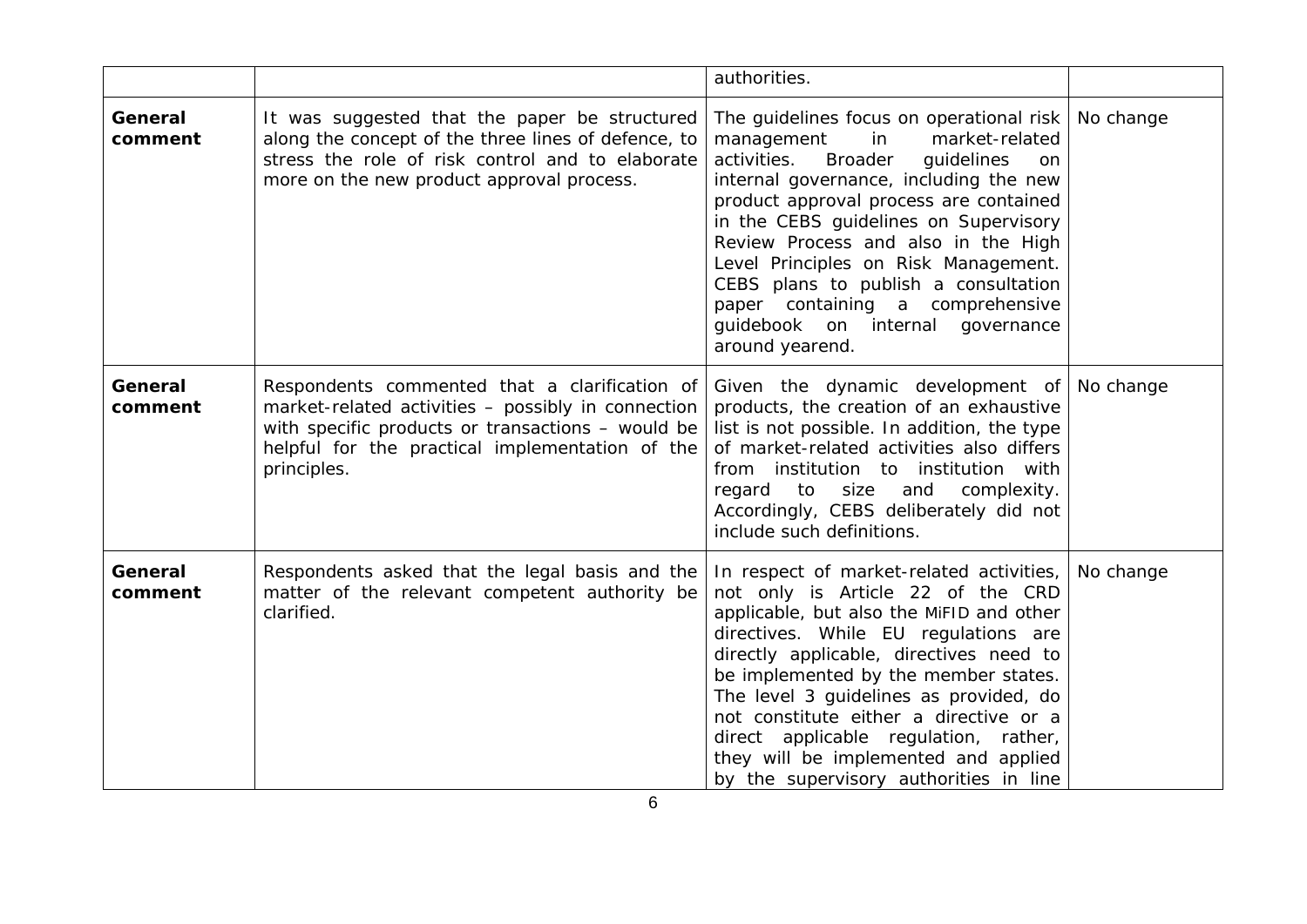| | | | |
|---|---|---|---|
| | | authorities. | |
| **General comment** | It was suggested that the paper be structured along the concept of the three lines of defence, to stress the role of risk control and to elaborate more on the new product approval process. | The guidelines focus on operational risk management in market-related activities. Broader guidelines on internal governance, including the new product approval process are contained in the CEBS guidelines on Supervisory Review Process and also in the High Level Principles on Risk Management. CEBS plans to publish a consultation paper containing a comprehensive guidebook on internal governance around yearend. | No change |
| **General comment** | Respondents commented that a clarification of market-related activities – possibly in connection with specific products or transactions – would be helpful for the practical implementation of the principles. | Given the dynamic development of products, the creation of an exhaustive list is not possible. In addition, the type of market-related activities also differs from institution to institution with regard to size and complexity. Accordingly, CEBS deliberately did not include such definitions. | No change |
| **General comment** | Respondents asked that the legal basis and the matter of the relevant competent authority be clarified. | In respect of market-related activities, not only is Article 22 of the CRD applicable, but also the MiFID and other directives. While EU regulations are directly applicable, directives need to be implemented by the member states. The level 3 guidelines as provided, do not constitute either a directive or a direct applicable regulation, rather, they will be implemented and applied by the supervisory authorities in line | No change |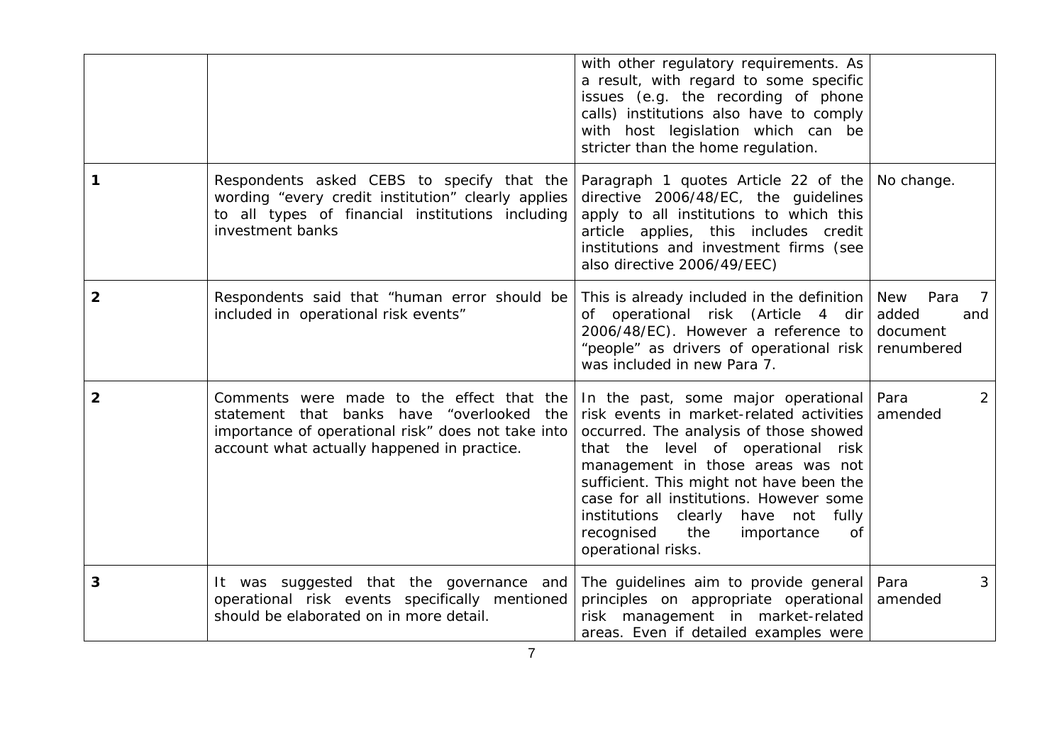| | | | |
|---|---|---|---|
| | | with other regulatory requirements. As a result, with regard to some specific issues (e.g. the recording of phone calls) institutions also have to comply with host legislation which can be stricter than the home regulation. | |
| **1** | Respondents asked CEBS to specify that the wording "every credit institution" clearly applies to all types of financial institutions including investment banks | Paragraph 1 quotes Article 22 of the directive 2006/48/EC, the guidelines apply to all institutions to which this article applies, this includes credit institutions and investment firms (see also directive 2006/49/EEC) | No change. |
| **2** | Respondents said that "human error should be included in operational risk events" | This is already included in the definition of operational risk (Article 4 dir 2006/48/EC). However a reference to "people" as drivers of operational risk was included in new Para 7. | New Para 7 added and document renumbered |
| **2** | Comments were made to the effect that the statement that banks have "overlooked the importance of operational risk" does not take into account what actually happened in practice. | In the past, some major operational risk events in market-related activities occurred. The analysis of those showed that the level of operational risk management in those areas was not sufficient. This might not have been the case for all institutions. However some institutions clearly have not fully recognised the importance of operational risks. | Para 2 amended |
| **3** | It was suggested that the governance and operational risk events specifically mentioned should be elaborated on in more detail. | The guidelines aim to provide general principles on appropriate operational risk management in market-related areas. Even if detailed examples were | Para 3 amended |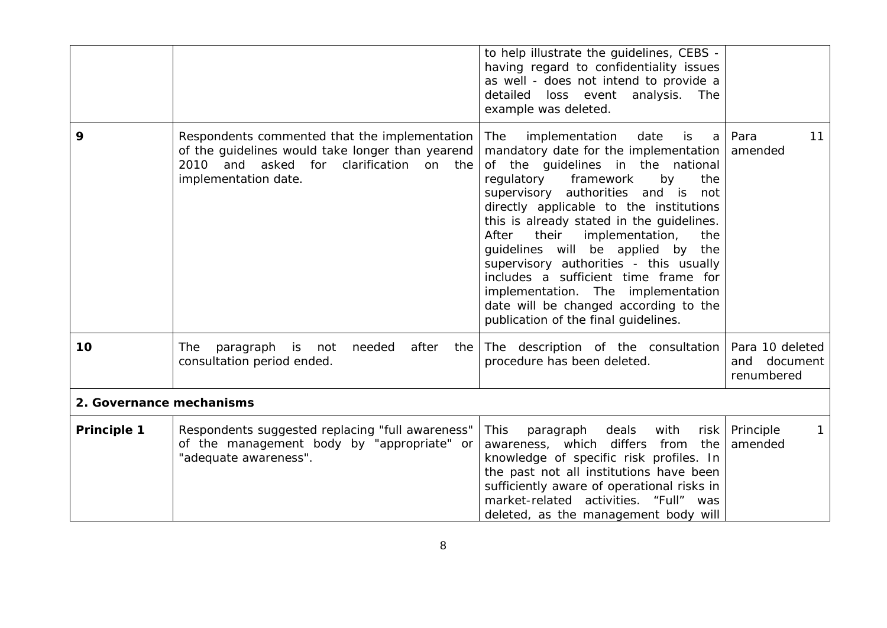| | | | |
|---|---|---|---|
| | | to help illustrate the guidelines, CEBS - having regard to confidentiality issues as well - does not intend to provide a detailed loss event analysis. The example was deleted. | |
| **9** | Respondents commented that the implementation of the guidelines would take longer than yearend 2010 and asked for clarification on the implementation date. | The implementation date is a mandatory date for the implementation of the guidelines in the national regulatory framework by the supervisory authorities and is not directly applicable to the institutions this is already stated in the guidelines. After their implementation, the guidelines will be applied by the supervisory authorities - this usually includes a sufficient time frame for implementation. The implementation date will be changed according to the publication of the final guidelines. | Para 11 amended |
| **10** | The paragraph is not needed after the consultation period ended. | The description of the consultation procedure has been deleted. | Para 10 deleted and document renumbered |
| **2. Governance mechanisms** | | | |
| **Principle 1** | Respondents suggested replacing "full awareness" of the management body by "appropriate" or "adequate awareness". | This paragraph deals with risk awareness, which differs from the knowledge of specific risk profiles. In the past not all institutions have been sufficiently aware of operational risks in market-related activities. "Full" was deleted, as the management body will | Principle 1 amended |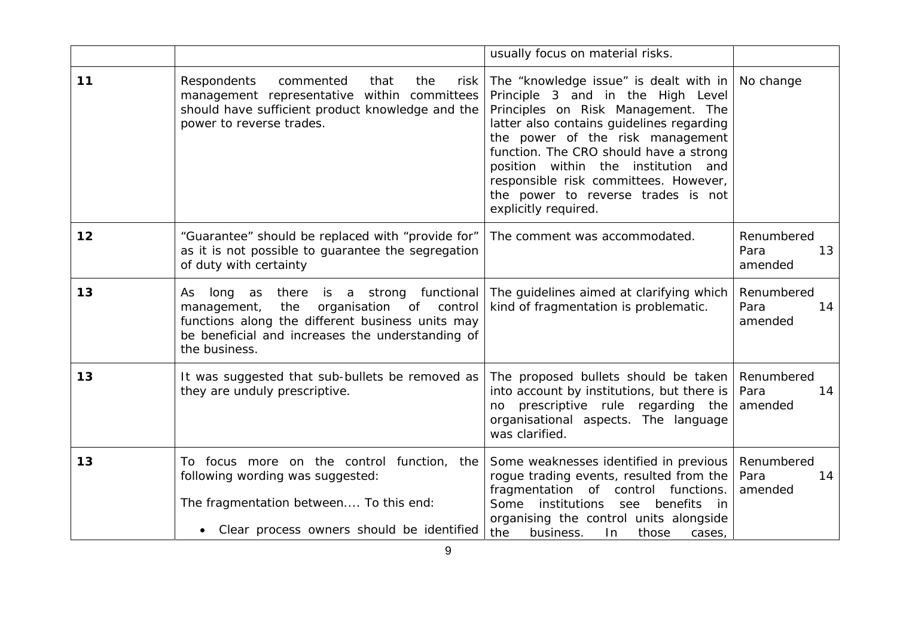| | | | |
|---|---|---|---|
| | | usually focus on material risks. | |
| **11** | Respondents commented that the risk management representative within committees should have sufficient product knowledge and the power to reverse trades. | The "knowledge issue" is dealt with in Principle 3 and in the High Level Principles on Risk Management. The latter also contains guidelines regarding the power of the risk management function. The CRO should have a strong position within the institution and responsible risk committees. However, the power to reverse trades is not explicitly required. | No change |
| **12** | "Guarantee" should be replaced with "provide for" as it is not possible to guarantee the segregation of duty with certainty | The comment was accommodated. | Renumbered Para 13 amended |
| **13** | As long as there is a strong functional management, the organisation of control functions along the different business units may be beneficial and increases the understanding of the business. | The guidelines aimed at clarifying which kind of fragmentation is problematic. | Renumbered Para 14 amended |
| **13** | It was suggested that sub-bullets be removed as they are unduly prescriptive. | The proposed bullets should be taken into account by institutions, but there is no prescriptive rule regarding the organisational aspects. The language was clarified. | Renumbered Para 14 amended |
| **13** | To focus more on the control function, the following wording was suggested:<br><br>The fragmentation between.... To this end:<br><br>• Clear process owners should be identified | Some weaknesses identified in previous rogue trading events, resulted from the fragmentation of control functions. Some institutions see benefits in organising the control units alongside the business. In those cases, | Renumbered Para 14 amended |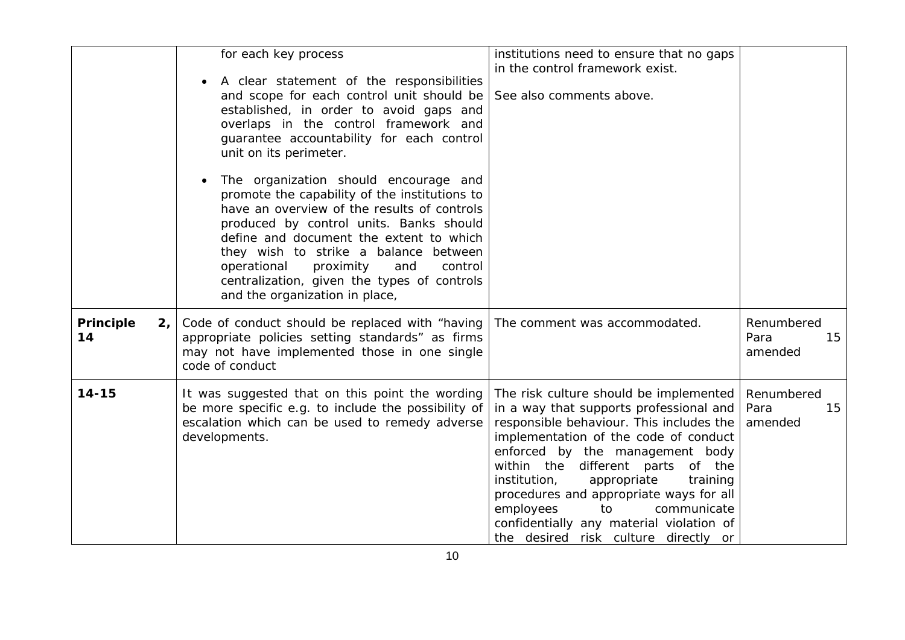| | | | |
|---|---|---|---|
| | for each key process<br><br>• A clear statement of the responsibilities and scope for each control unit should be established, in order to avoid gaps and overlaps in the control framework and guarantee accountability for each control unit on its perimeter.<br><br>• The organization should encourage and promote the capability of the institutions to have an overview of the results of controls produced by control units. Banks should define and document the extent to which they wish to strike a balance between operational proximity and control centralization, given the types of controls and the organization in place, | institutions need to ensure that no gaps in the control framework exist.<br><br>See also comments above. | |
| **Principle 2, 14** | Code of conduct should be replaced with "having appropriate policies setting standards" as firms may not have implemented those in one single code of conduct | The comment was accommodated. | Renumbered Para 15 amended |
| **14-15** | It was suggested that on this point the wording be more specific e.g. to include the possibility of escalation which can be used to remedy adverse developments. | The risk culture should be implemented in a way that supports professional and responsible behaviour. This includes the implementation of the code of conduct enforced by the management body within the different parts of the institution, appropriate training procedures and appropriate ways for all employees to communicate confidentially any material violation of the desired risk culture directly or | Renumbered Para 15 amended |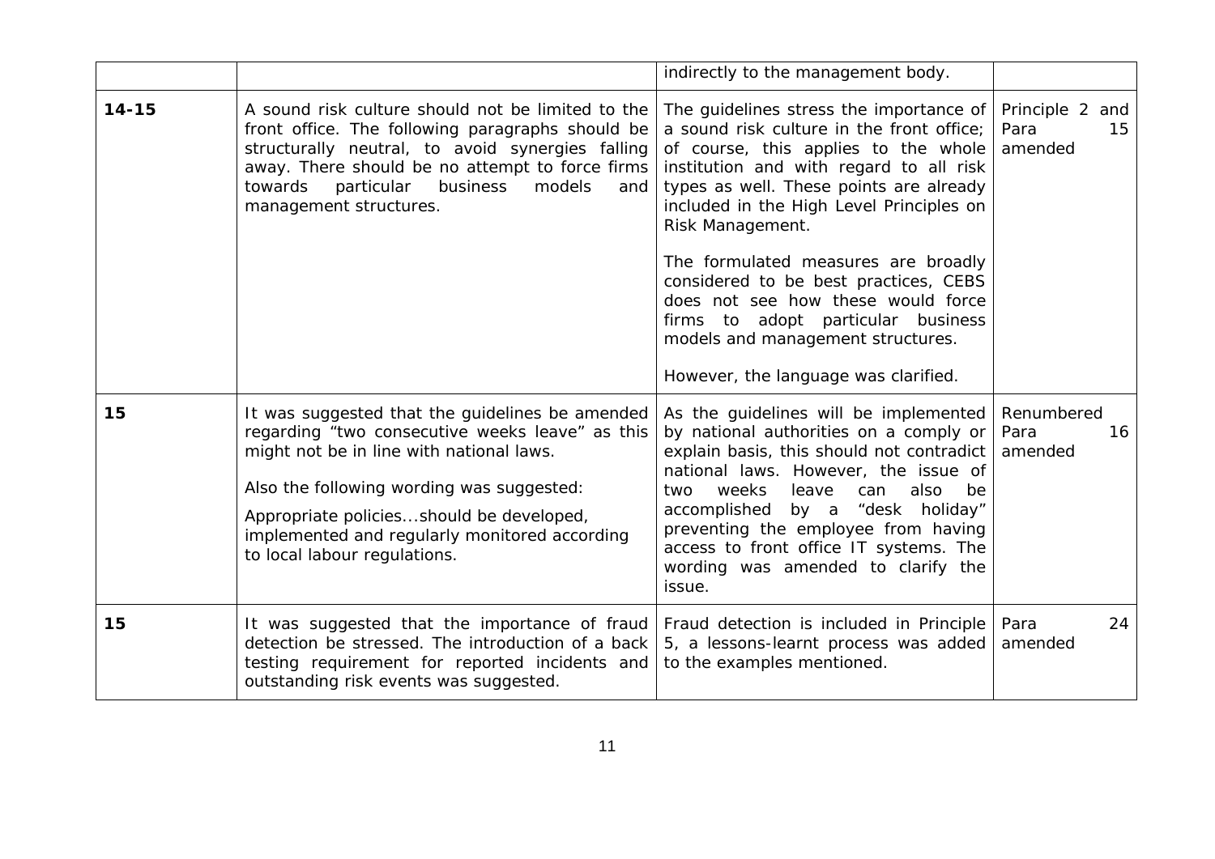| | | | |
|---|---|---|---|
| | | indirectly to the management body. | |
| **14-15** | A sound risk culture should not be limited to the front office. The following paragraphs should be structurally neutral, to avoid synergies falling away. There should be no attempt to force firms towards particular business models and management structures. | The guidelines stress the importance of a sound risk culture in the front office; of course, this applies to the whole institution and with regard to all risk types as well. These points are already included in the High Level Principles on Risk Management.<br><br>The formulated measures are broadly considered to be best practices, CEBS does not see how these would force firms to adopt particular business models and management structures.<br><br>However, the language was clarified. | Principle 2 and Para 15 amended |
| **15** | It was suggested that the guidelines be amended regarding "two consecutive weeks leave" as this might not be in line with national laws.<br><br>Also the following wording was suggested:<br><br>Appropriate policies...should be developed, implemented and regularly monitored according to local labour regulations. | As the guidelines will be implemented by national authorities on a comply or explain basis, this should not contradict national laws. However, the issue of two weeks leave can also be accomplished by a "desk holiday" preventing the employee from having access to front office IT systems. The wording was amended to clarify the issue. | Renumbered Para 16 amended |
| **15** | It was suggested that the importance of fraud detection be stressed. The introduction of a back testing requirement for reported incidents and outstanding risk events was suggested. | Fraud detection is included in Principle 5, a lessons-learnt process was added to the examples mentioned. | Para 24 amended |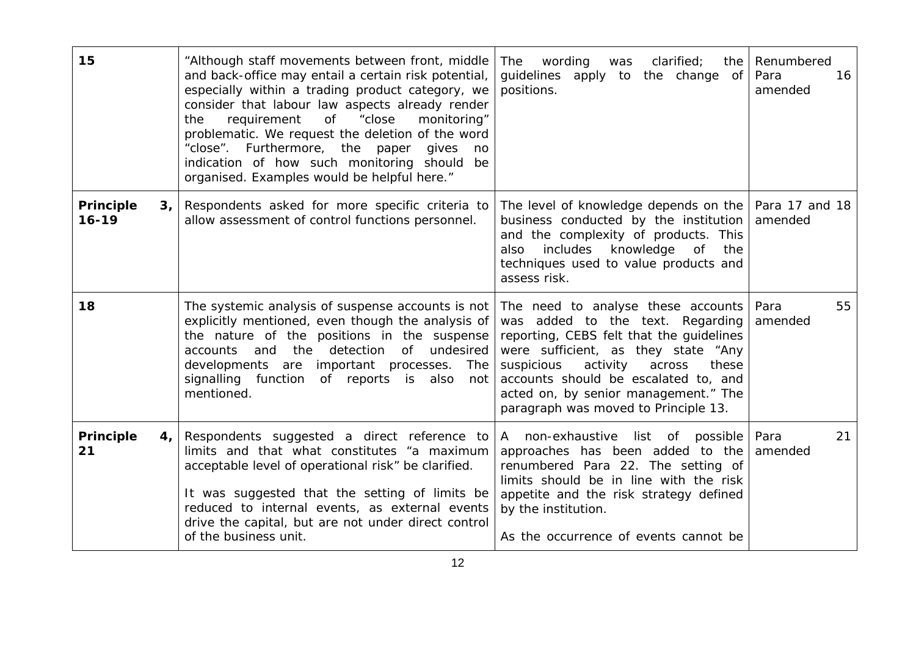| | | | |
|---|---|---|---|
| **15** | "Although staff movements between front, middle and back-office may entail a certain risk potential, especially within a trading product category, we consider that labour law aspects already render the requirement of "close monitoring" problematic. We request the deletion of the word "close". Furthermore, the paper gives no indication of how such monitoring should be organised. Examples would be helpful here." | The wording was clarified; the guidelines apply to the change of positions. | Renumbered Para 16 amended |
| **Principle 3, 16-19** | Respondents asked for more specific criteria to allow assessment of control functions personnel. | The level of knowledge depends on the business conducted by the institution and the complexity of products. This also includes knowledge of the techniques used to value products and assess risk. | Para 17 and 18 amended |
| **18** | The systemic analysis of suspense accounts is not explicitly mentioned, even though the analysis of the nature of the positions in the suspense accounts and the detection of undesired developments are important processes. The signalling function of reports is also not mentioned. | The need to analyse these accounts was added to the text. Regarding reporting, CEBS felt that the guidelines were sufficient, as they state "Any suspicious activity across these accounts should be escalated to, and acted on, by senior management." The paragraph was moved to Principle 13. | Para 55 amended |
| **Principle 4, 21** | Respondents suggested a direct reference to limits and that what constitutes "a maximum acceptable level of operational risk" be clarified.<br><br>It was suggested that the setting of limits be reduced to internal events, as external events drive the capital, but are not under direct control of the business unit. | A non-exhaustive list of possible approaches has been added to the renumbered Para 22. The setting of limits should be in line with the risk appetite and the risk strategy defined by the institution.<br><br>As the occurrence of events cannot be | Para 21 amended |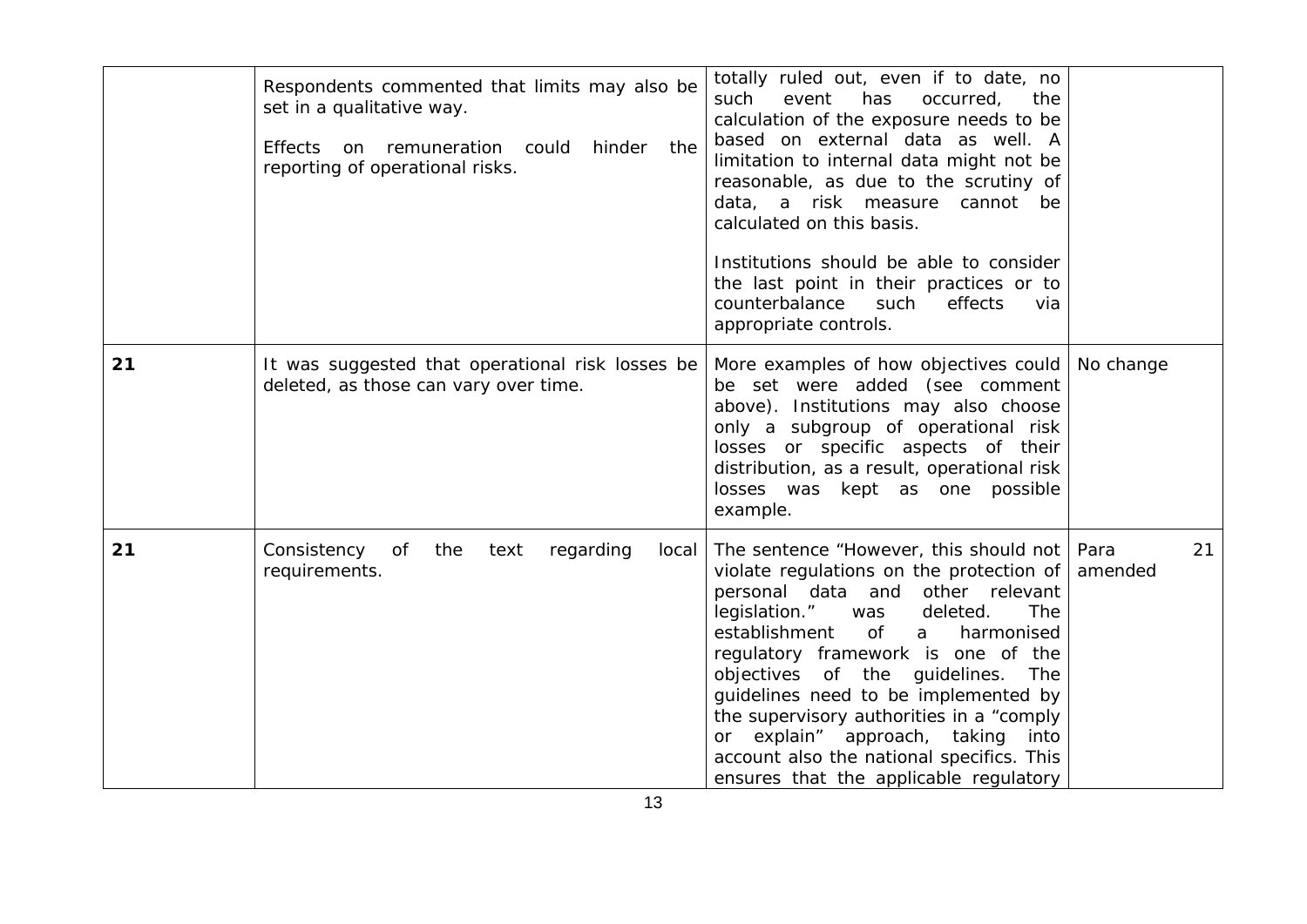| | | | |
|---|---|---|---|
| | Respondents commented that limits may also be set in a qualitative way.<br><br>Effects on remuneration could hinder the reporting of operational risks. | totally ruled out, even if to date, no such event has occurred, the calculation of the exposure needs to be based on external data as well. A limitation to internal data might not be reasonable, as due to the scrutiny of data, a risk measure cannot be calculated on this basis.<br><br>Institutions should be able to consider the last point in their practices or to counterbalance such effects via appropriate controls. | |
| **21** | It was suggested that operational risk losses be deleted, as those can vary over time. | More examples of how objectives could be set were added (see comment above). Institutions may also choose only a subgroup of operational risk losses or specific aspects of their distribution, as a result, operational risk losses was kept as one possible example. | No change |
| **21** | Consistency of the text regarding local requirements. | The sentence "However, this should not violate regulations on the protection of personal data and other relevant legislation." was deleted. The establishment of a harmonised regulatory framework is one of the objectives of the guidelines. The guidelines need to be implemented by the supervisory authorities in a "comply or explain" approach, taking into account also the national specifics. This ensures that the applicable regulatory | Para 21 amended |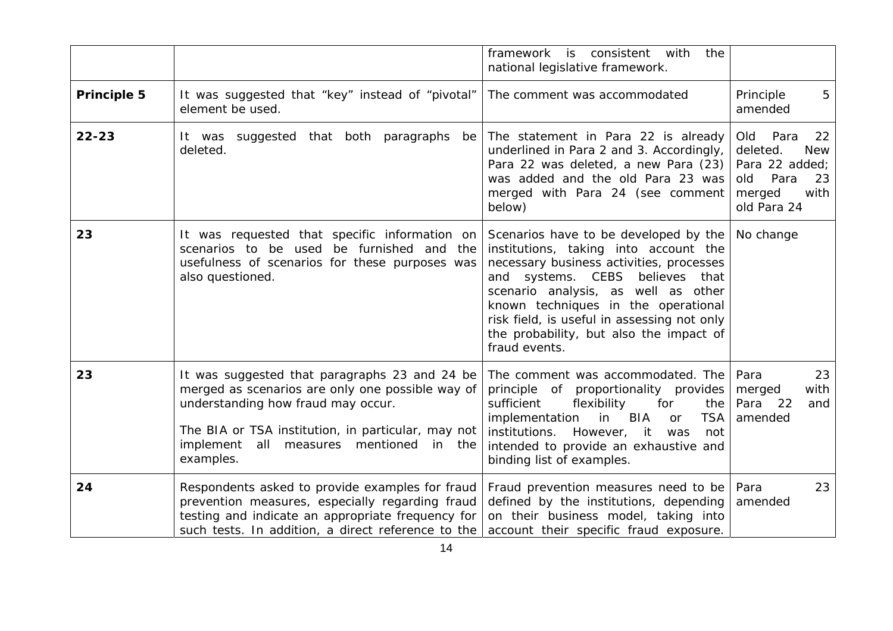|  |  | framework is consistent with the national legislative framework. |  |
|---|---|---|---|
| **Principle 5** | It was suggested that "key" instead of "pivotal" element be used. | The comment was accommodated | Principle 5 amended |
| **22-23** | It was suggested that both paragraphs be deleted. | The statement in Para 22 is already underlined in Para 2 and 3. Accordingly, Para 22 was deleted, a new Para (23) was added and the old Para 23 was merged with Para 24 (see comment below) | Old Para 22 deleted. New Para 22 added; old Para 23 merged with old Para 24 |
| **23** | It was requested that specific information on scenarios to be used be furnished and the usefulness of scenarios for these purposes was also questioned. | Scenarios have to be developed by the institutions, taking into account the necessary business activities, processes and systems. CEBS believes that scenario analysis, as well as other known techniques in the operational risk field, is useful in assessing not only the probability, but also the impact of fraud events. | No change |
| **23** | It was suggested that paragraphs 23 and 24 be merged as scenarios are only one possible way of understanding how fraud may occur.<br><br>The BIA or TSA institution, in particular, may not implement all measures mentioned in the examples. | The comment was accommodated. The principle of proportionality provides sufficient flexibility for the implementation in BIA or TSA institutions. However, it was not intended to provide an exhaustive and binding list of examples. | Para 23 merged with Para 22 and amended |
| **24** | Respondents asked to provide examples for fraud prevention measures, especially regarding fraud testing and indicate an appropriate frequency for such tests. In addition, a direct reference to the | Fraud prevention measures need to be defined by the institutions, depending on their business model, taking into account their specific fraud exposure. | Para 23 amended |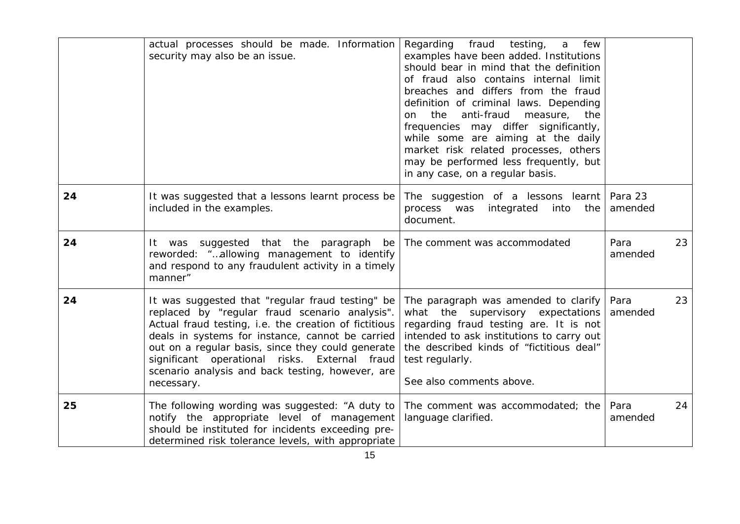| | | | |
|---|---|---|---|
| | actual processes should be made. Information security may also be an issue. | Regarding fraud testing, a few examples have been added. Institutions should bear in mind that the definition of fraud also contains internal limit breaches and differs from the fraud definition of criminal laws. Depending on the anti-fraud measure, the frequencies may differ significantly, while some are aiming at the daily market risk related processes, others may be performed less frequently, but in any case, on a regular basis. | |
| **24** | It was suggested that a lessons learnt process be included in the examples. | The suggestion of a lessons learnt process was integrated into the document. | Para 23 amended |
| **24** | It was suggested that the paragraph be reworded: "…allowing management to identify and respond to any fraudulent activity in a timely manner" | The comment was accommodated | Para 23 amended |
| **24** | It was suggested that "regular fraud testing" be replaced by "regular fraud scenario analysis". Actual fraud testing, i.e. the creation of fictitious deals in systems for instance, cannot be carried out on a regular basis, since they could generate significant operational risks. External fraud scenario analysis and back testing, however, are necessary. | The paragraph was amended to clarify what the supervisory expectations regarding fraud testing are. It is not intended to ask institutions to carry out the described kinds of "fictitious deal" test regularly.<br><br>See also comments above. | Para 23 amended |
| **25** | The following wording was suggested: "A duty to notify the appropriate level of management should be instituted for incidents exceeding pre-determined risk tolerance levels, with appropriate | The comment was accommodated; the language clarified. | Para 24 amended |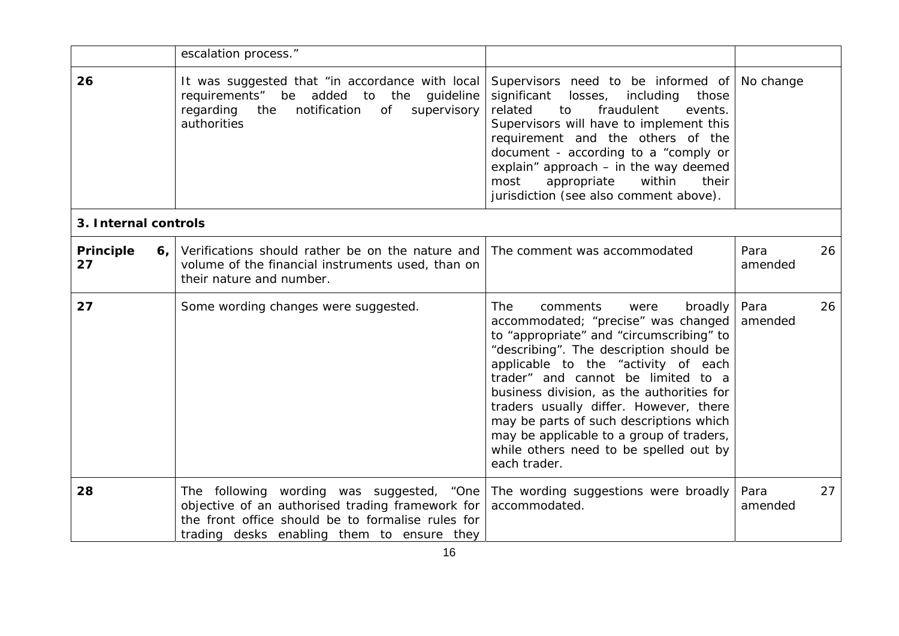| | | | |
|---|---|---|---|
| | escalation process." | | |
| **26** | It was suggested that "in accordance with local requirements" be added to the guideline regarding the notification of supervisory authorities | Supervisors need to be informed of significant losses, including those related to fraudulent events. Supervisors will have to implement this requirement and the others of the document - according to a "comply or explain" approach – in the way deemed most appropriate within their jurisdiction (see also comment above). | No change |
| **3. Internal controls** | | | |
| **Principle 6, 27** | Verifications should rather be on the nature and volume of the financial instruments used, than on their nature and number. | The comment was accommodated | Para 26 amended |
| **27** | Some wording changes were suggested. | The comments were broadly accommodated; "precise" was changed to "appropriate" and "circumscribing" to "describing". The description should be applicable to the "activity of each trader" and cannot be limited to a business division, as the authorities for traders usually differ. However, there may be parts of such descriptions which may be applicable to a group of traders, while others need to be spelled out by each trader. | Para 26 amended |
| **28** | The following wording was suggested, "One objective of an authorised trading framework for the front office should be to formalise rules for trading desks enabling them to ensure they | The wording suggestions were broadly accommodated. | Para 27 amended |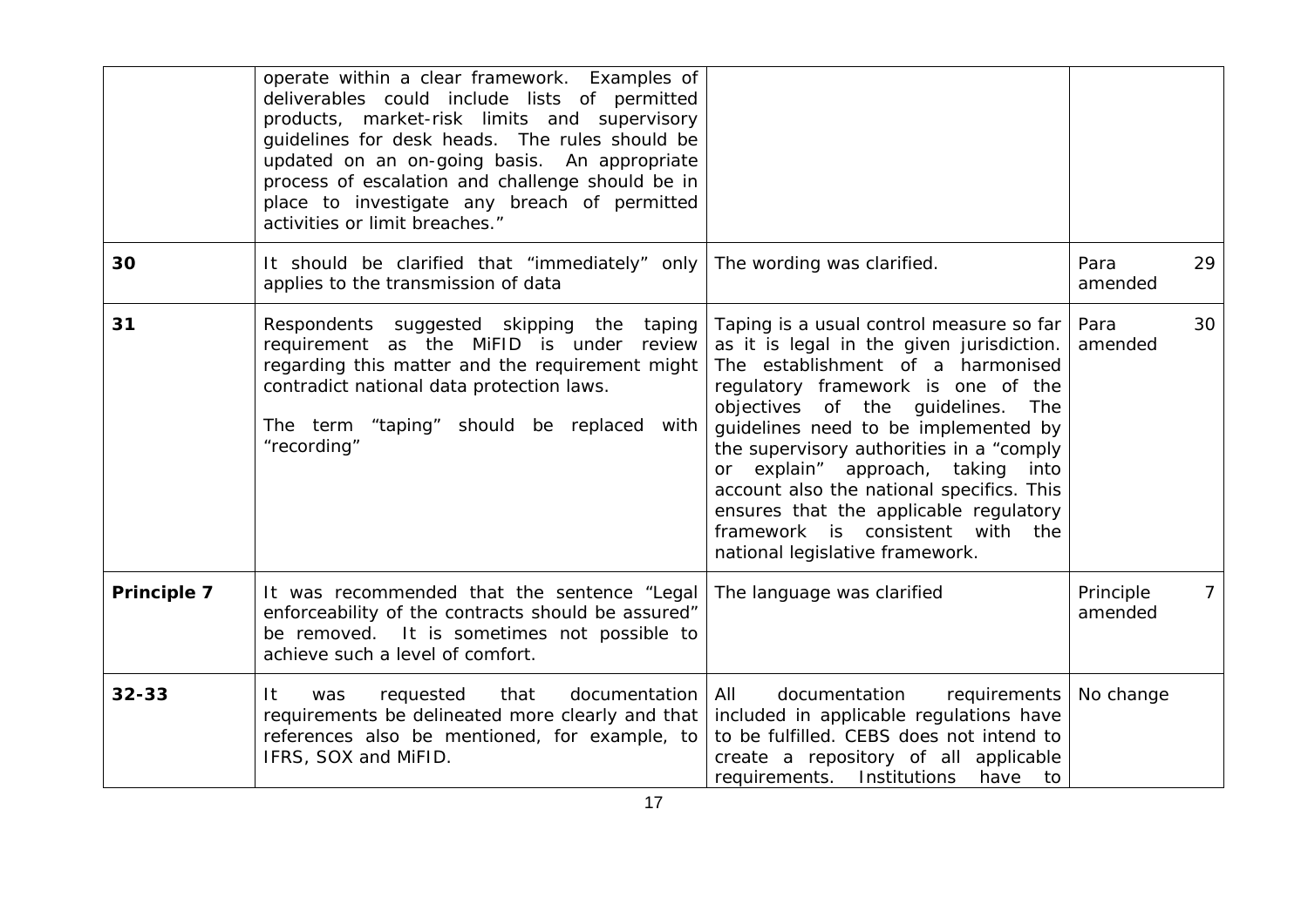| | | | |
|---|---|---|---|
| | operate within a clear framework. Examples of deliverables could include lists of permitted products, market-risk limits and supervisory guidelines for desk heads. The rules should be updated on an on-going basis. An appropriate process of escalation and challenge should be in place to investigate any breach of permitted activities or limit breaches." | | |
| **30** | It should be clarified that "immediately" only applies to the transmission of data | The wording was clarified. | Para 29 amended |
| **31** | Respondents suggested skipping the taping requirement as the MiFID is under review regarding this matter and the requirement might contradict national data protection laws.<br><br>The term "taping" should be replaced with "recording" | Taping is a usual control measure so far as it is legal in the given jurisdiction. The establishment of a harmonised regulatory framework is one of the objectives of the guidelines. The guidelines need to be implemented by the supervisory authorities in a "comply or explain" approach, taking into account also the national specifics. This ensures that the applicable regulatory framework is consistent with the national legislative framework. | Para 30 amended |
| **Principle 7** | It was recommended that the sentence "Legal enforceability of the contracts should be assured" be removed. It is sometimes not possible to achieve such a level of comfort. | The language was clarified | Principle 7 amended |
| **32-33** | It was requested that documentation requirements be delineated more clearly and that references also be mentioned, for example, to IFRS, SOX and MiFID. | All documentation requirements included in applicable regulations have to be fulfilled. CEBS does not intend to create a repository of all applicable requirements. Institutions have to | No change |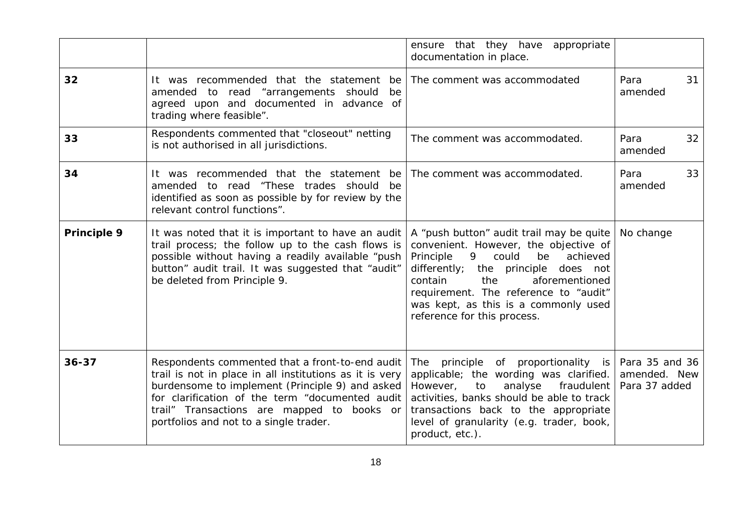| | | | |
|---|---|---|---|
| | | ensure that they have appropriate documentation in place. | |
| **32** | It was recommended that the statement be amended to read "arrangements should be agreed upon and documented in advance of trading where feasible". | The comment was accommodated | Para 31 amended |
| **33** | Respondents commented that "closeout" netting is not authorised in all jurisdictions. | The comment was accommodated. | Para 32 amended |
| **34** | It was recommended that the statement be amended to read "These trades should be identified as soon as possible by for review by the relevant control functions". | The comment was accommodated. | Para 33 amended |
| **Principle 9** | It was noted that it is important to have an audit trail process; the follow up to the cash flows is possible without having a readily available "push button" audit trail. It was suggested that "audit" be deleted from Principle 9. | A "push button" audit trail may be quite convenient. However, the objective of Principle 9 could be achieved differently; the principle does not contain the aforementioned requirement. The reference to "audit" was kept, as this is a commonly used reference for this process. | No change |
| **36-37** | Respondents commented that a front-to-end audit trail is not in place in all institutions as it is very burdensome to implement (Principle 9) and asked for clarification of the term "documented audit trail" Transactions are mapped to books or portfolios and not to a single trader. | The principle of proportionality is applicable; the wording was clarified. However, to analyse fraudulent activities, banks should be able to track transactions back to the appropriate level of granularity (e.g. trader, book, product, etc.). | Para 35 and 36 amended. New Para 37 added |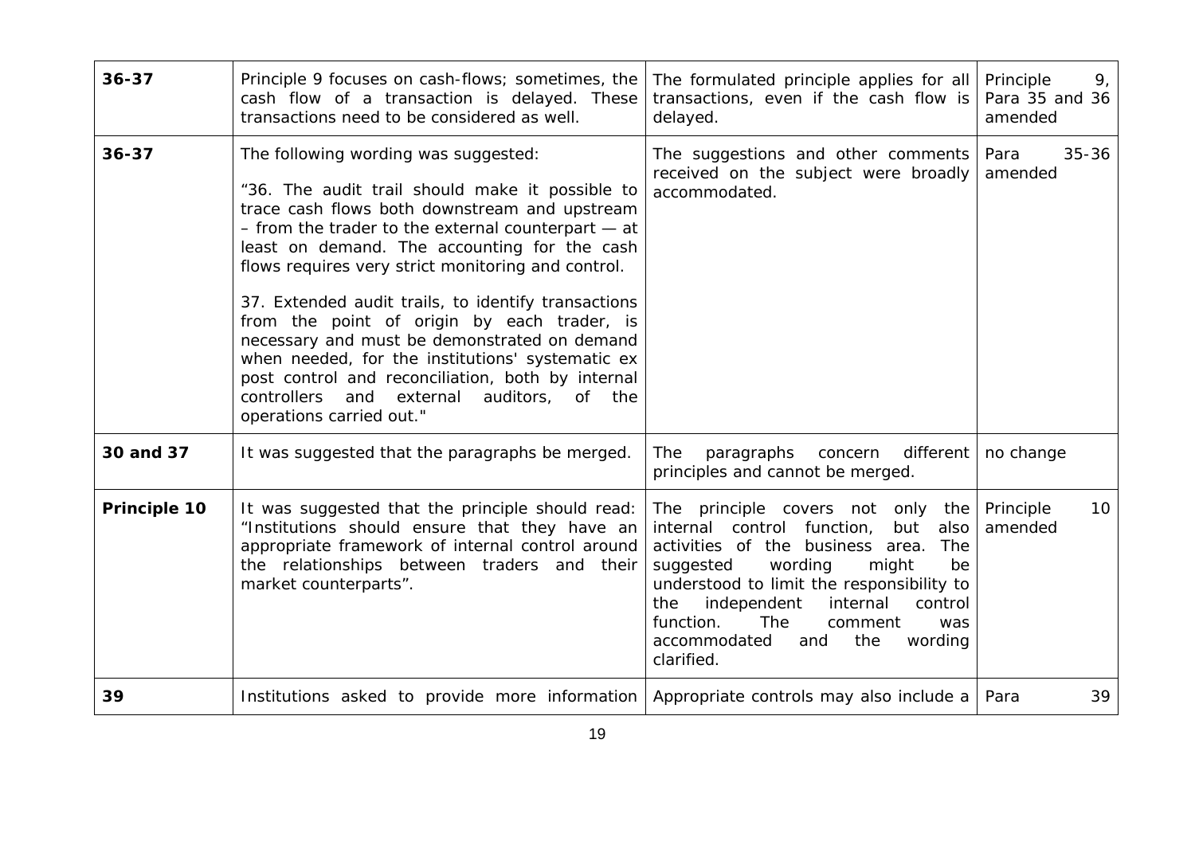| 36-37 | Principle 9 focuses on cash-flows; sometimes, the cash flow of a transaction is delayed. These transactions need to be considered as well. | The formulated principle applies for all transactions, even if the cash flow is delayed. | Principle 9, Para 35 and 36 amended |
|---|---|---|---|
| 36-37 | The following wording was suggested:<br><br>"36. The audit trail should make it possible to trace cash flows both downstream and upstream – from the trader to the external counterpart — at least on demand. The accounting for the cash flows requires very strict monitoring and control.<br><br>37. Extended audit trails, to identify transactions from the point of origin by each trader, is necessary and must be demonstrated on demand when needed, for the institutions' systematic ex post control and reconciliation, both by internal controllers and external auditors, of the operations carried out." | The suggestions and other comments received on the subject were broadly accommodated. | Para 35-36 amended |
| 30 and 37 | It was suggested that the paragraphs be merged. | The paragraphs concern different principles and cannot be merged. | no change |
| Principle 10 | It was suggested that the principle should read: "Institutions should ensure that they have an appropriate framework of internal control around the relationships between traders and their market counterparts". | The principle covers not only the internal control function, but also activities of the business area. The suggested wording might be understood to limit the responsibility to the independent internal control function. The comment was accommodated and the wording clarified. | Principle 10 amended |
| 39 | Institutions asked to provide more information | Appropriate controls may also include a | Para 39 |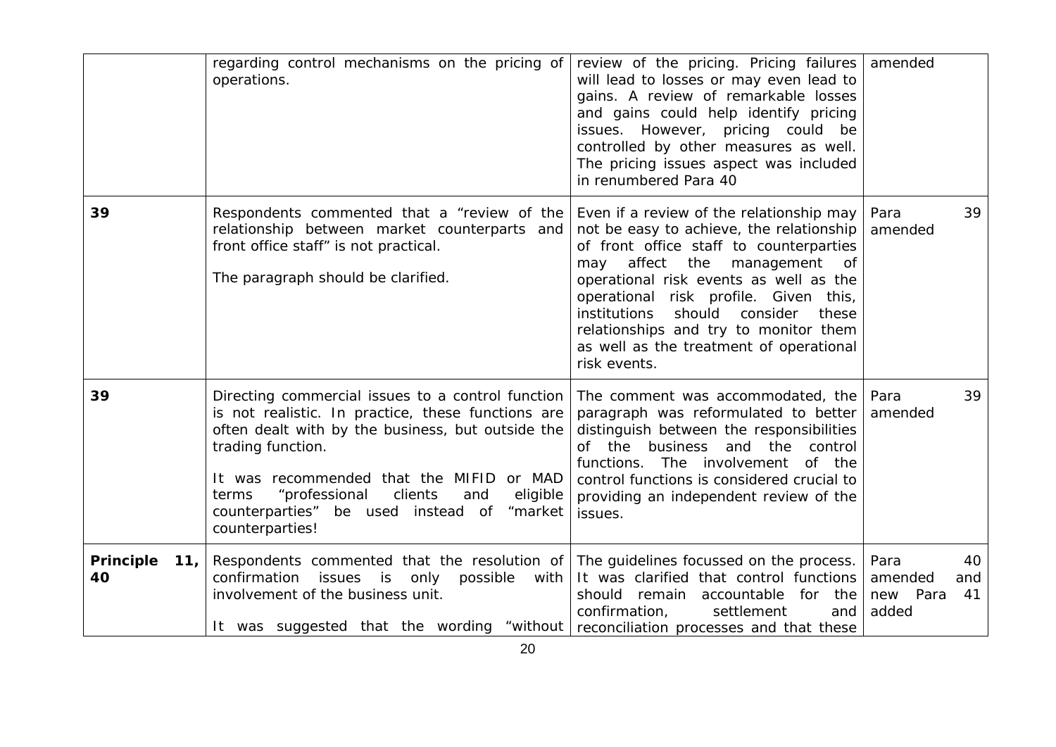| | | | |
|---|---|---|---|
| | regarding control mechanisms on the pricing of operations. | review of the pricing. Pricing failures will lead to losses or may even lead to gains. A review of remarkable losses and gains could help identify pricing issues. However, pricing could be controlled by other measures as well. The pricing issues aspect was included in renumbered Para 40 | amended |
| **39** | Respondents commented that a "review of the relationship between market counterparts and front office staff" is not practical.<br><br>The paragraph should be clarified. | Even if a review of the relationship may not be easy to achieve, the relationship of front office staff to counterparties may affect the management of operational risk events as well as the operational risk profile. Given this, institutions should consider these relationships and try to monitor them as well as the treatment of operational risk events. | Para 39 amended |
| **39** | Directing commercial issues to a control function is not realistic. In practice, these functions are often dealt with by the business, but outside the trading function.<br><br>It was recommended that the MIFID or MAD terms "professional clients and eligible counterparties" be used instead of "market counterparties! | The comment was accommodated, the paragraph was reformulated to better distinguish between the responsibilities of the business and the control functions. The involvement of the control functions is considered crucial to providing an independent review of the issues. | Para 39 amended |
| **Principle 11, 40** | Respondents commented that the resolution of confirmation issues is only possible with involvement of the business unit.<br><br>It was suggested that the wording "without | The guidelines focussed on the process. It was clarified that control functions should remain accountable for the confirmation, settlement and reconciliation processes and that these | Para 40 amended and new Para 41 added |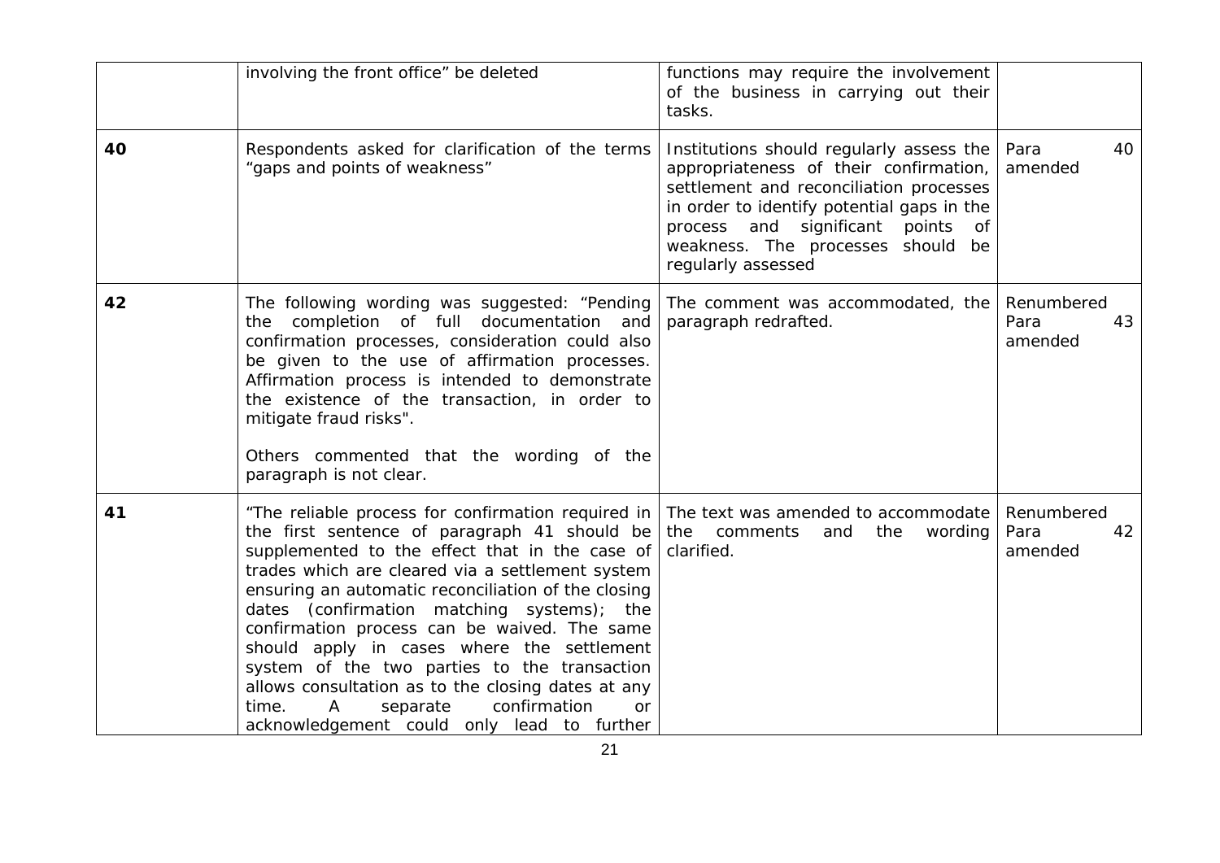| | | | |
|---|---|---|---|
| | involving the front office" be deleted | functions may require the involvement of the business in carrying out their tasks. | |
| **40** | Respondents asked for clarification of the terms "gaps and points of weakness" | Institutions should regularly assess the appropriateness of their confirmation, settlement and reconciliation processes in order to identify potential gaps in the process and significant points of weakness. The processes should be regularly assessed | Para 40 amended |
| **42** | The following wording was suggested: "Pending the completion of full documentation and confirmation processes, consideration could also be given to the use of affirmation processes. Affirmation process is intended to demonstrate the existence of the transaction, in order to mitigate fraud risks".<br><br>Others commented that the wording of the paragraph is not clear. | The comment was accommodated, the paragraph redrafted. | Renumbered Para 43 amended |
| **41** | "The reliable process for confirmation required in the first sentence of paragraph 41 should be supplemented to the effect that in the case of trades which are cleared via a settlement system ensuring an automatic reconciliation of the closing dates (confirmation matching systems); the confirmation process can be waived. The same should apply in cases where the settlement system of the two parties to the transaction allows consultation as to the closing dates at any time. A separate confirmation or acknowledgement could only lead to further | The text was amended to accommodate the comments and the wording clarified. | Renumbered Para 42 amended |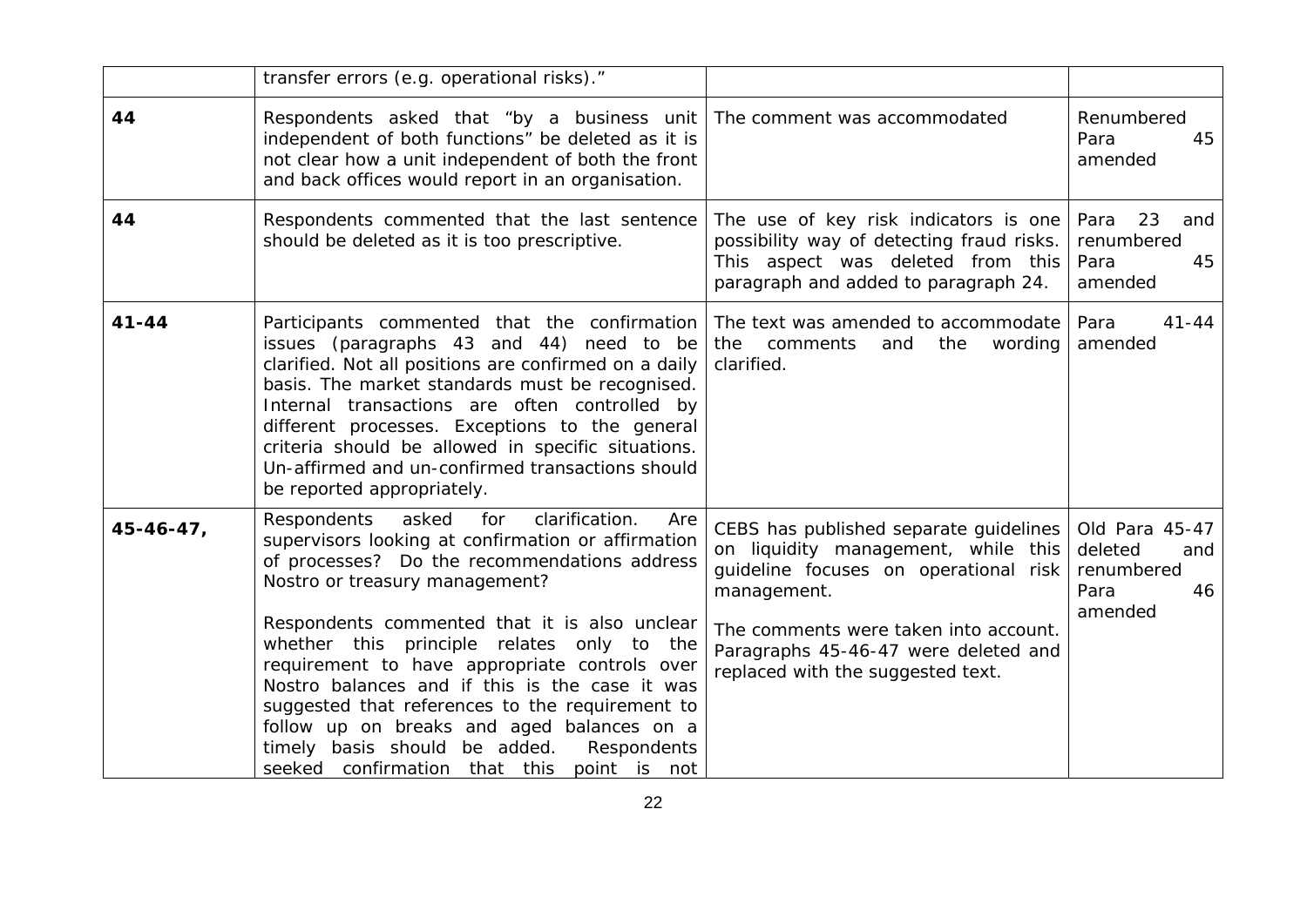| | | | |
|---|---|---|---|
| | transfer errors (e.g. operational risks)." | | |
| **44** | Respondents asked that "by a business unit independent of both functions" be deleted as it is not clear how a unit independent of both the front and back offices would report in an organisation. | The comment was accommodated | Renumbered Para 45 amended |
| **44** | Respondents commented that the last sentence should be deleted as it is too prescriptive. | The use of key risk indicators is one possibility way of detecting fraud risks. This aspect was deleted from this paragraph and added to paragraph 24. | Para 23 and renumbered Para 45 amended |
| **41-44** | Participants commented that the confirmation issues (paragraphs 43 and 44) need to be clarified. Not all positions are confirmed on a daily basis. The market standards must be recognised. Internal transactions are often controlled by different processes. Exceptions to the general criteria should be allowed in specific situations. Un-affirmed and un-confirmed transactions should be reported appropriately. | The text was amended to accommodate the comments and the wording clarified. | Para 41-44 amended |
| **45-46-47,** | Respondents asked for clarification. Are supervisors looking at confirmation or affirmation of processes? Do the recommendations address Nostro or treasury management?<br><br>Respondents commented that it is also unclear whether this principle relates only to the requirement to have appropriate controls over Nostro balances and if this is the case it was suggested that references to the requirement to follow up on breaks and aged balances on a timely basis should be added. Respondents seeked confirmation that this point is not | CEBS has published separate guidelines on liquidity management, while this guideline focuses on operational risk management.<br><br>The comments were taken into account. Paragraphs 45-46-47 were deleted and replaced with the suggested text. | Old Para 45-47 deleted and renumbered Para 46 amended |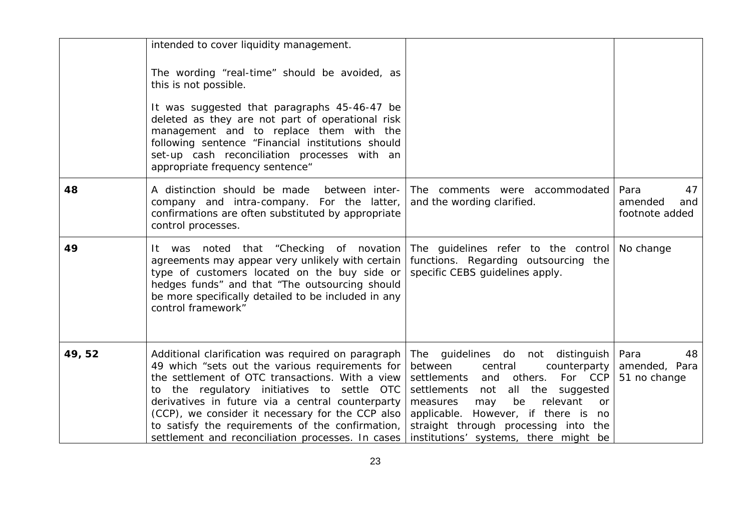| | | | |
|---|---|---|---|
| | intended to cover liquidity management.<br><br>The wording "real-time" should be avoided, as this is not possible.<br><br>It was suggested that paragraphs 45-46-47 be deleted as they are not part of operational risk management and to replace them with the following sentence "Financial institutions should set-up cash reconciliation processes with an appropriate frequency sentence" | | |
| **48** | A distinction should be made between inter-company and intra-company. For the latter, confirmations are often substituted by appropriate control processes. | The comments were accommodated and the wording clarified. | Para 47 amended and footnote added |
| **49** | It was noted that "Checking of novation agreements may appear very unlikely with certain type of customers located on the buy side or hedges funds" and that "The outsourcing should be more specifically detailed to be included in any control framework" | The guidelines refer to the control functions. Regarding outsourcing the specific CEBS guidelines apply. | No change |
| **49, 52** | Additional clarification was required on paragraph 49 which "sets out the various requirements for the settlement of OTC transactions. With a view to the regulatory initiatives to settle OTC derivatives in future via a central counterparty (CCP), we consider it necessary for the CCP also to satisfy the requirements of the confirmation, settlement and reconciliation processes. In cases | The guidelines do not distinguish between central counterparty settlements and others. For CCP settlements not all the suggested measures may be relevant or applicable. However, if there is no straight through processing into the institutions' systems, there might be | Para 48 amended, Para 51 no change |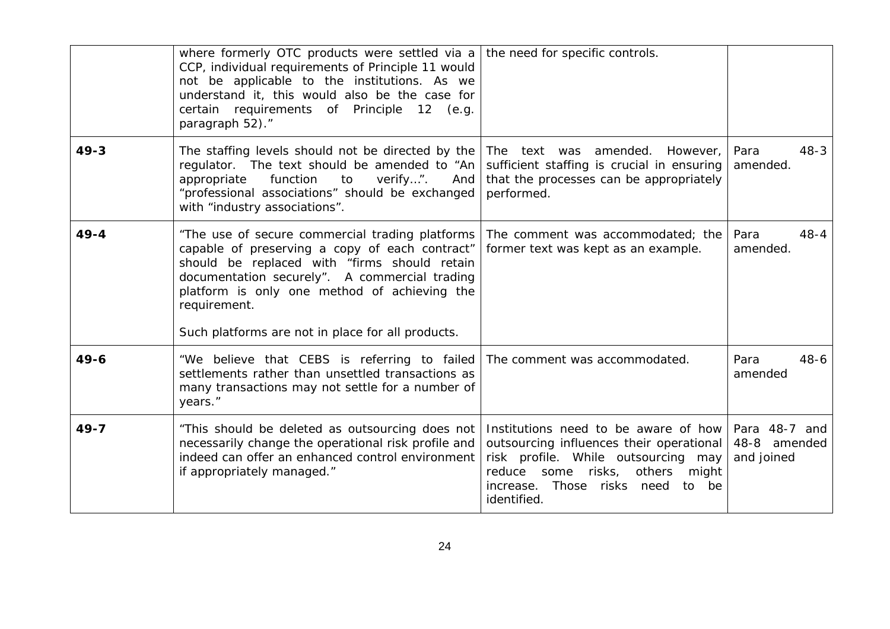| | | | |
|---|---|---|---|
| | where formerly OTC products were settled via a CCP, individual requirements of Principle 11 would not be applicable to the institutions. As we understand it, this would also be the case for certain requirements of Principle 12 (e.g. paragraph 52)." | the need for specific controls. | |
| **49-3** | The staffing levels should not be directed by the regulator. The text should be amended to "An appropriate function to verify…". And "professional associations" should be exchanged with "industry associations". | The text was amended. However, sufficient staffing is crucial in ensuring that the processes can be appropriately performed. | Para 48-3 amended. |
| **49-4** | "The use of secure commercial trading platforms capable of preserving a copy of each contract" should be replaced with "firms should retain documentation securely". A commercial trading platform is only one method of achieving the requirement.<br><br>Such platforms are not in place for all products. | The comment was accommodated; the former text was kept as an example. | Para 48-4 amended. |
| **49-6** | "We believe that CEBS is referring to failed settlements rather than unsettled transactions as many transactions may not settle for a number of years." | The comment was accommodated. | Para 48-6 amended |
| **49-7** | "This should be deleted as outsourcing does not necessarily change the operational risk profile and indeed can offer an enhanced control environment if appropriately managed." | Institutions need to be aware of how outsourcing influences their operational risk profile. While outsourcing may reduce some risks, others might increase. Those risks need to be identified. | Para 48-7 and 48-8 amended and joined |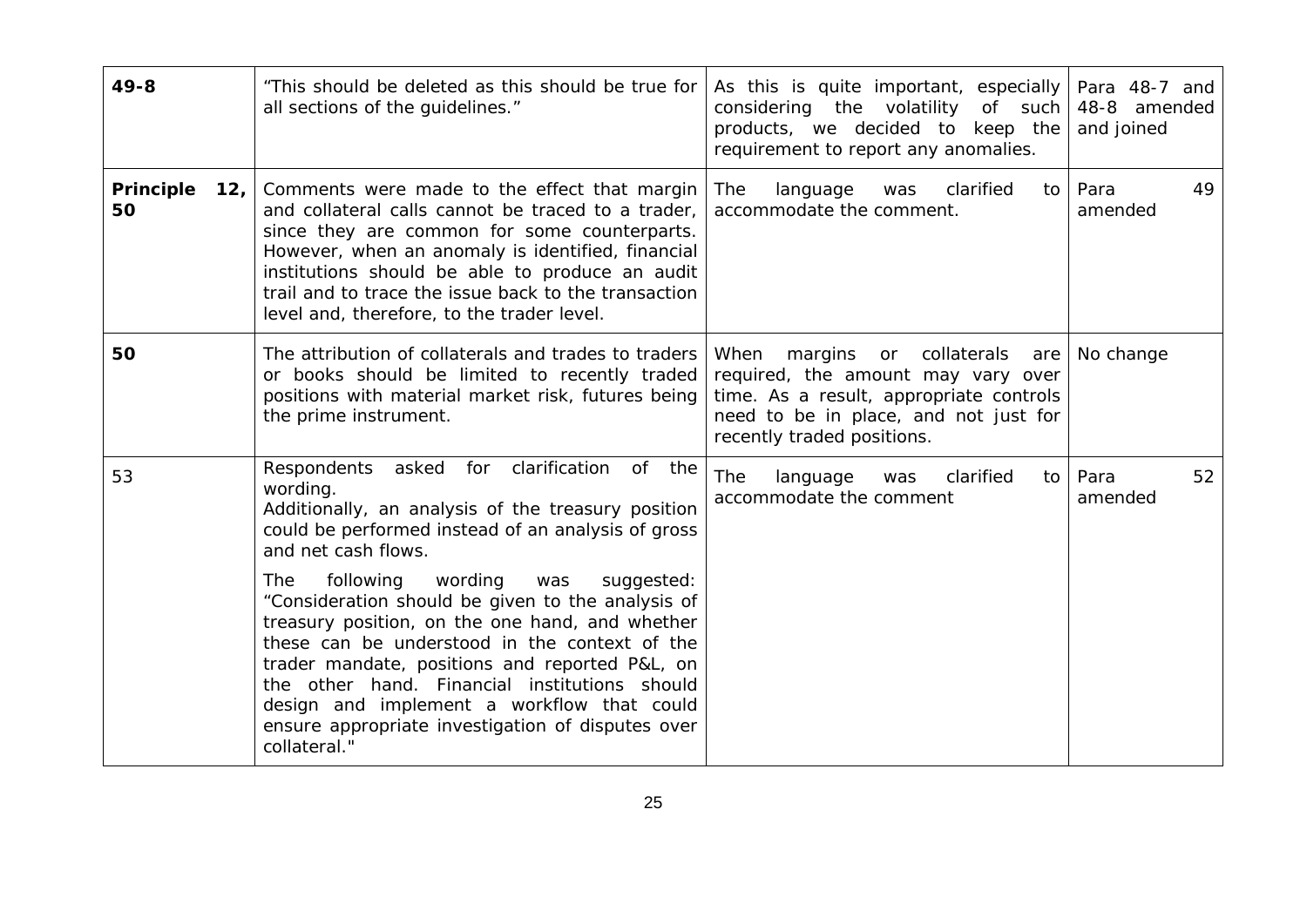| | | | |
|---|---|---|---|
| **49-8** | "This should be deleted as this should be true for all sections of the guidelines." | As this is quite important, especially considering the volatility of such products, we decided to keep the requirement to report any anomalies. | Para 48-7 and 48-8 amended and joined |
| **Principle 12, 50** | Comments were made to the effect that margin and collateral calls cannot be traced to a trader, since they are common for some counterparts. However, when an anomaly is identified, financial institutions should be able to produce an audit trail and to trace the issue back to the transaction level and, therefore, to the trader level. | The language was clarified to accommodate the comment. | Para 49 amended |
| **50** | The attribution of collaterals and trades to traders or books should be limited to recently traded positions with material market risk, futures being the prime instrument. | When margins or collaterals are required, the amount may vary over time. As a result, appropriate controls need to be in place, and not just for recently traded positions. | No change |
| 53 | Respondents asked for clarification of the wording.<br>Additionally, an analysis of the treasury position could be performed instead of an analysis of gross and net cash flows.<br><br>The following wording was suggested: "Consideration should be given to the analysis of treasury position, on the one hand, and whether these can be understood in the context of the trader mandate, positions and reported P&L, on the other hand. Financial institutions should design and implement a workflow that could ensure appropriate investigation of disputes over collateral." | The language was clarified to accommodate the comment | Para 52 amended |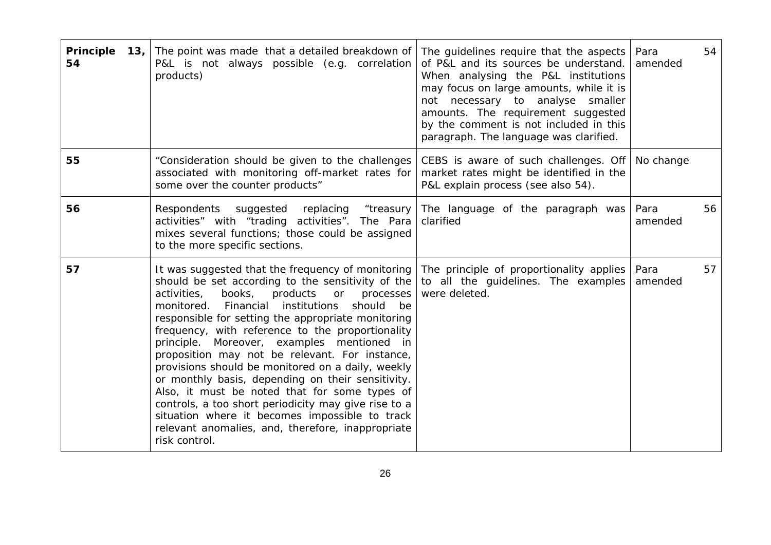| **Principle 13, 54** | The point was made that a detailed breakdown of P&L is not always possible (e.g. correlation products) | The guidelines require that the aspects of P&L and its sources be understand. When analysing the P&L institutions may focus on large amounts, while it is not necessary to analyse smaller amounts. The requirement suggested by the comment is not included in this paragraph. The language was clarified. | Para 54 amended |
|---|---|---|---|
| **55** | "Consideration should be given to the challenges associated with monitoring off-market rates for some over the counter products" | CEBS is aware of such challenges. Off market rates might be identified in the P&L explain process (see also 54). | No change |
| **56** | Respondents suggested replacing "treasury activities" with "trading activities". The Para mixes several functions; those could be assigned to the more specific sections. | The language of the paragraph was clarified | Para 56 amended |
| **57** | It was suggested that the frequency of monitoring should be set according to the sensitivity of the activities, books, products or processes monitored. Financial institutions should be responsible for setting the appropriate monitoring frequency, with reference to the proportionality principle. Moreover, examples mentioned in proposition may not be relevant. For instance, provisions should be monitored on a daily, weekly or monthly basis, depending on their sensitivity. Also, it must be noted that for some types of controls, a too short periodicity may give rise to a situation where it becomes impossible to track relevant anomalies, and, therefore, inappropriate risk control. | The principle of proportionality applies to all the guidelines. The examples were deleted. | Para 57 amended |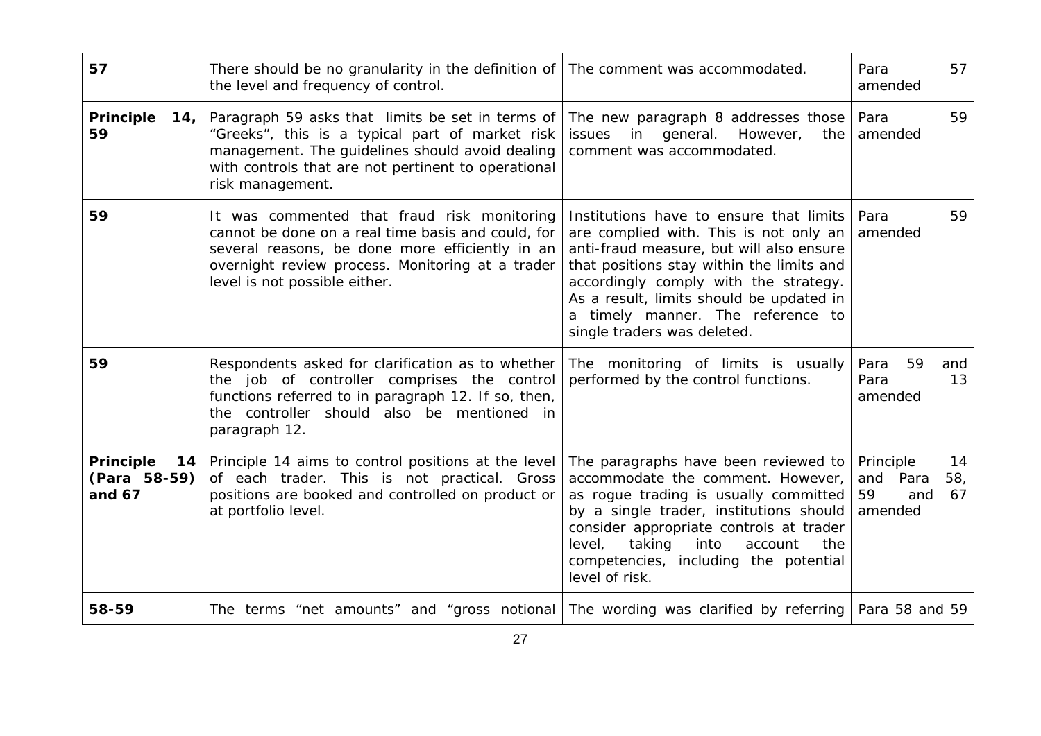| | | | |
|---|---|---|---|
| **57** | There should be no granularity in the definition of the level and frequency of control. | The comment was accommodated. | Para 57 amended |
| **Principle 14, 59** | Paragraph 59 asks that limits be set in terms of "Greeks", this is a typical part of market risk management. The guidelines should avoid dealing with controls that are not pertinent to operational risk management. | The new paragraph 8 addresses those issues in general. However, the comment was accommodated. | Para 59 amended |
| **59** | It was commented that fraud risk monitoring cannot be done on a real time basis and could, for several reasons, be done more efficiently in an overnight review process. Monitoring at a trader level is not possible either. | Institutions have to ensure that limits are complied with. This is not only an anti-fraud measure, but will also ensure that positions stay within the limits and accordingly comply with the strategy. As a result, limits should be updated in a timely manner. The reference to single traders was deleted. | Para 59 amended |
| **59** | Respondents asked for clarification as to whether the job of controller comprises the control functions referred to in paragraph 12. If so, then, the controller should also be mentioned in paragraph 12. | The monitoring of limits is usually performed by the control functions. | Para 59 and Para 13 amended |
| **Principle 14 (Para 58-59) and 67** | Principle 14 aims to control positions at the level of each trader. This is not practical. Gross positions are booked and controlled on product or at portfolio level. | The paragraphs have been reviewed to accommodate the comment. However, as rogue trading is usually committed by a single trader, institutions should consider appropriate controls at trader level, taking into account the competencies, including the potential level of risk. | Principle 14 and Para 58, 59 and 67 amended |
| **58-59** | The terms "net amounts" and "gross notional | The wording was clarified by referring | Para 58 and 59 |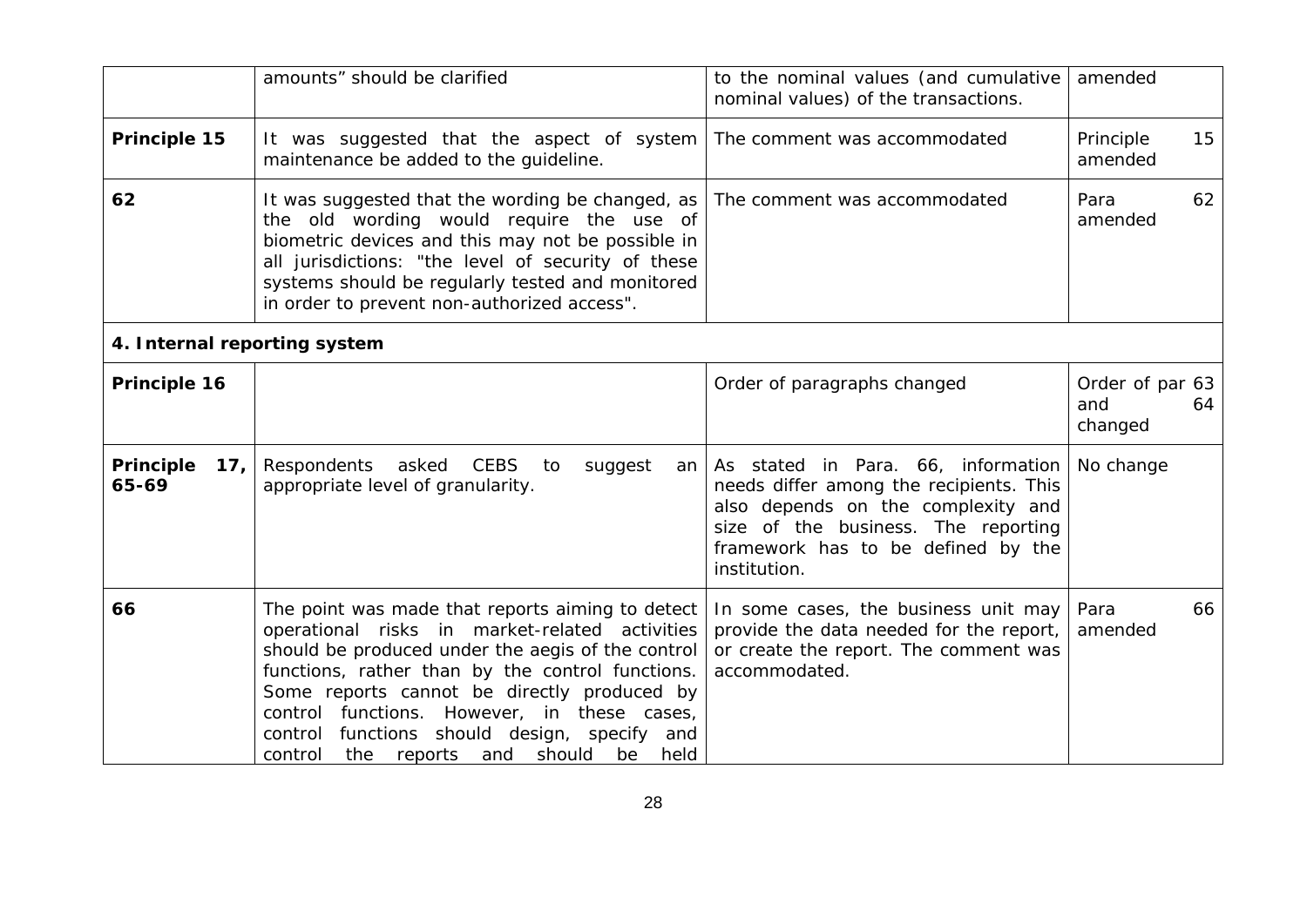| | | | |
|---|---|---|---|
| | amounts" should be clarified | to the nominal values (and cumulative nominal values) of the transactions. | amended |
| **Principle 15** | It was suggested that the aspect of system maintenance be added to the guideline. | The comment was accommodated | Principle 15 amended |
| **62** | It was suggested that the wording be changed, as the old wording would require the use of biometric devices and this may not be possible in all jurisdictions: "the level of security of these systems should be regularly tested and monitored in order to prevent non-authorized access". | The comment was accommodated | Para 62 amended |
| **4. Internal reporting system** | | | |
| **Principle 16** | | Order of paragraphs changed | Order of par 63 and 64 changed |
| **Principle 17, 65-69** | Respondents asked CEBS to suggest an appropriate level of granularity. | As stated in Para. 66, information needs differ among the recipients. This also depends on the complexity and size of the business. The reporting framework has to be defined by the institution. | No change |
| **66** | The point was made that reports aiming to detect operational risks in market-related activities should be produced under the aegis of the control functions, rather than by the control functions. Some reports cannot be directly produced by control functions. However, in these cases, control functions should design, specify and control the reports and should be held | In some cases, the business unit may provide the data needed for the report, or create the report. The comment was accommodated. | Para 66 amended |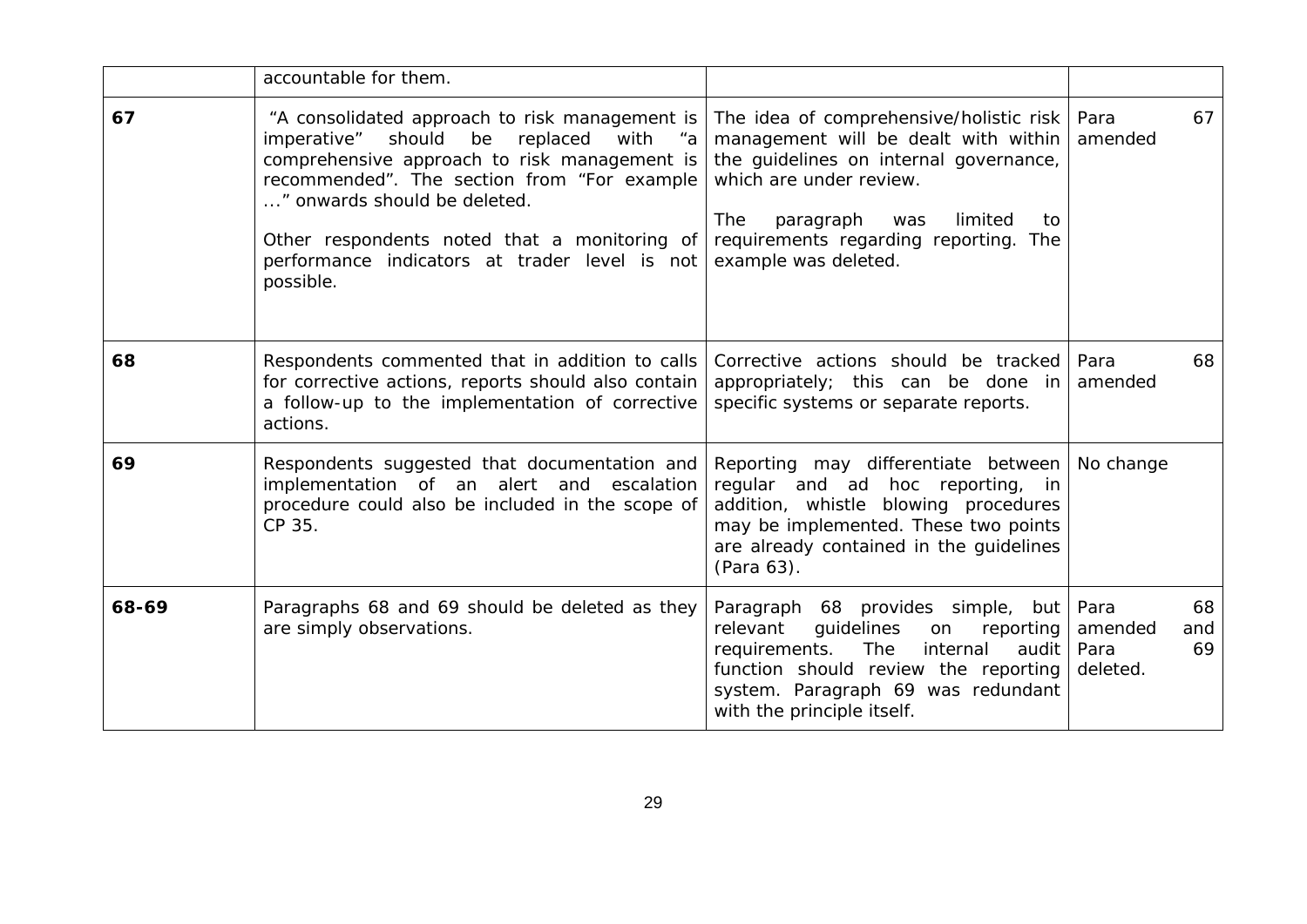| | | | |
|---|---|---|---|
| | accountable for them. | | |
| **67** | "A consolidated approach to risk management is imperative" should be replaced with "a comprehensive approach to risk management is recommended". The section from "For example ..." onwards should be deleted.<br><br>Other respondents noted that a monitoring of performance indicators at trader level is not possible. | The idea of comprehensive/holistic risk management will be dealt with within the guidelines on internal governance, which are under review.<br><br>The paragraph was limited to requirements regarding reporting. The example was deleted. | Para 67 amended |
| **68** | Respondents commented that in addition to calls for corrective actions, reports should also contain a follow-up to the implementation of corrective actions. | Corrective actions should be tracked appropriately; this can be done in specific systems or separate reports. | Para 68 amended |
| **69** | Respondents suggested that documentation and implementation of an alert and escalation procedure could also be included in the scope of CP 35. | Reporting may differentiate between regular and ad hoc reporting, in addition, whistle blowing procedures may be implemented. These two points are already contained in the guidelines (Para 63). | No change |
| **68-69** | Paragraphs 68 and 69 should be deleted as they are simply observations. | Paragraph 68 provides simple, but relevant guidelines on reporting requirements. The internal audit function should review the reporting system. Paragraph 69 was redundant with the principle itself. | Para 68 amended and Para 69 deleted. |